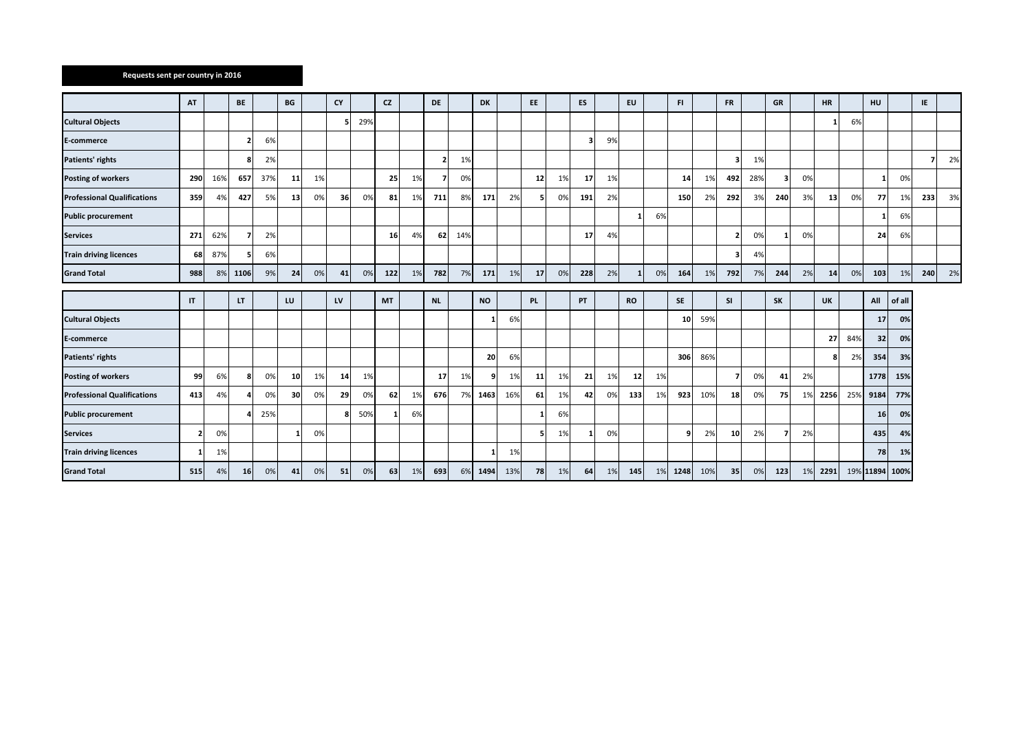**Requests sent per country in 2016**

| | AT | | BE | | BG | | CY | | CZ | | DE | | DK | | EE | | ES | | EU | | FI | | FR | | GR | | HR | | HU | | IE | |
|---|---|---|---|---|---|---|---|---|---|---|---|---|---|---|---|---|---|---|---|---|---|---|---|---|---|---|---|---|---|---|---|---|
| **Cultural Objects** | | | | | | | 5 | 29% | | | | | | | | | | | | | | | | | | | 1 | 6% | | | | |
| **E-commerce** | | | 2 | 6% | | | | | | | | | | | | | 3 | 9% | | | | | | | | | | | | | | |
| **Patients' rights** | | | 8 | 2% | | | | | | | 2 | 1% | | | | | | | | | | | 3 | 1% | | | | | | | 7 | 2% |
| **Posting of workers** | 290 | 16% | 657 | 37% | 11 | 1% | | | 25 | 1% | 7 | 0% | | | 12 | 1% | 17 | 1% | | | 14 | 1% | 492 | 28% | 3 | 0% | | | 1 | 0% | | |
| **Professional Qualifications** | 359 | 4% | 427 | 5% | 13 | 0% | 36 | 0% | 81 | 1% | 711 | 8% | 171 | 2% | 5 | 0% | 191 | 2% | | | 150 | 2% | 292 | 3% | 240 | 3% | 13 | 0% | 77 | 1% | 233 | 3% |
| **Public procurement** | | | | | | | | | | | | | | | | | | | 1 | 6% | | | | | | | | | 1 | 6% | | |
| **Services** | 271 | 62% | 7 | 2% | | | | | 16 | 4% | 62 | 14% | | | | | 17 | 4% | | | | | 2 | 0% | 1 | 0% | | | 24 | 6% | | |
| **Train driving licences** | 68 | 87% | 5 | 6% | | | | | | | | | | | | | | | | | | | 3 | 4% | | | | | | | | |
| **Grand Total** | 988 | 8% | 1106 | 9% | 24 | 0% | 41 | 0% | 122 | 1% | 782 | 7% | 171 | 1% | 17 | 0% | 228 | 2% | 1 | 0% | 164 | 1% | 792 | 7% | 244 | 2% | 14 | 0% | 103 | 1% | 240 | 2% |

| | IT | | LT | | LU | | LV | | MT | | NL | | NO | | PL | | PT | | RO | | SE | | SI | | SK | | UK | | All | of all |
|---|---|---|---|---|---|---|---|---|---|---|---|---|---|---|---|---|---|---|---|---|---|---|---|---|---|---|---|---|---|---|
| **Cultural Objects** | | | | | | | | | | | | | 1 | 6% | | | | | | | 10 | 59% | | | | | | | 17 | 0% |
| **E-commerce** | | | | | | | | | | | | | | | | | | | | | | | | | | | 27 | 84% | 32 | 0% |
| **Patients' rights** | | | | | | | | | | | | | 20 | 6% | | | | | | | 306 | 86% | | | | | 8 | 2% | 354 | 3% |
| **Posting of workers** | 99 | 6% | 8 | 0% | 10 | 1% | 14 | 1% | | | 17 | 1% | 9 | 1% | 11 | 1% | 21 | 1% | 12 | 1% | | | 7 | 0% | 41 | 2% | | | 1778 | 15% |
| **Professional Qualifications** | 413 | 4% | 4 | 0% | 30 | 0% | 29 | 0% | 62 | 1% | 676 | 7% | 1463 | 16% | 61 | 1% | 42 | 0% | 133 | 1% | 923 | 10% | 18 | 0% | 75 | 1% | 2256 | 25% | 9184 | 77% |
| **Public procurement** | | | 4 | 25% | | | 8 | 50% | 1 | 6% | | | | | 1 | 6% | | | | | | | | | | | | | 16 | 0% |
| **Services** | 2 | 0% | | | 1 | 0% | | | | | | | | | 5 | 1% | 1 | 0% | | | 9 | 2% | 10 | 2% | 7 | 2% | | | 435 | 4% |
| **Train driving licences** | 1 | 1% | | | | | | | | | | | 1 | 1% | | | | | | | | | | | | | | | 78 | 1% |
| **Grand Total** | 515 | 4% | 16 | 0% | 41 | 0% | 51 | 0% | 63 | 1% | 693 | 6% | 1494 | 13% | 78 | 1% | 64 | 1% | 145 | 1% | 1248 | 10% | 35 | 0% | 123 | 1% | 2291 | 19% | 11894 | 100% |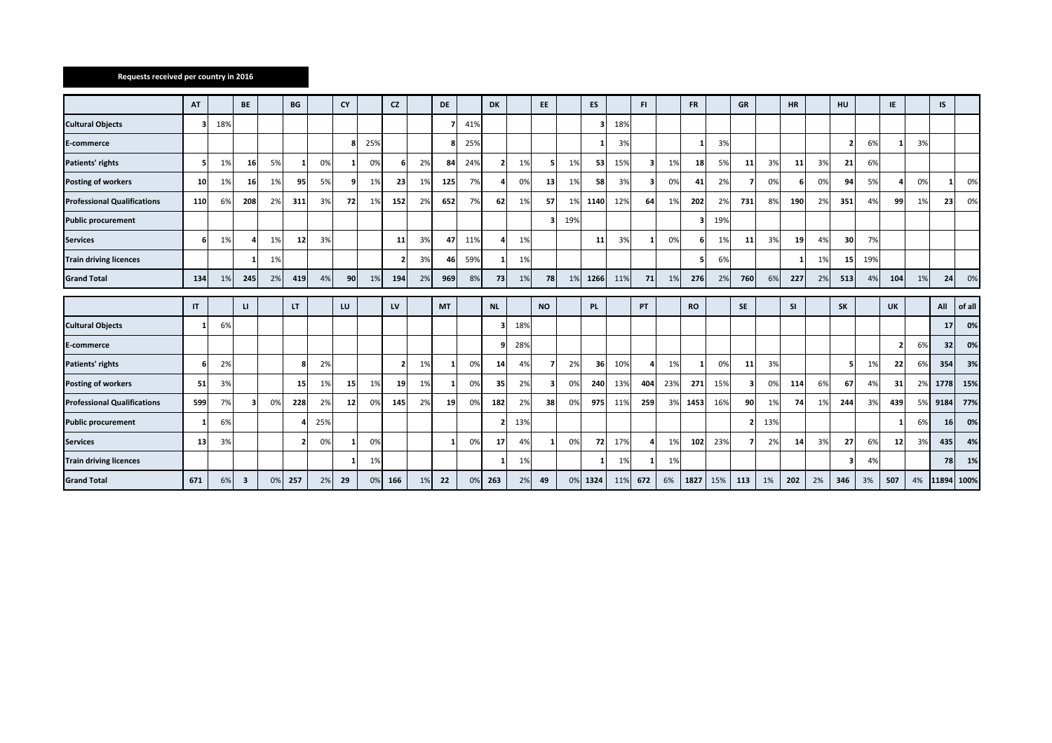**Requests received per country in 2016**

| | AT | | BE | | BG | | CY | | CZ | | DE | | DK | | EE | | ES | | FI | | FR | | GR | | HR | | HU | | IE | | IS | |
|---|---|---|---|---|---|---|---|---|---|---|---|---|---|---|---|---|---|---|---|---|---|---|---|---|---|---|---|---|---|---|---|---|
| **Cultural Objects** | 3 | 18% | | | | | | | | | 7 | 41% | | | | | 3 | 18% | | | | | | | | | | | | | | |
| **E-commerce** | | | | | | | 8 | 25% | | | 8 | 25% | | | | | 1 | 3% | | | 1 | 3% | | | | | 2 | 6% | 1 | 3% | | |
| **Patients' rights** | 5 | 1% | 16 | 5% | 1 | 0% | 1 | 0% | 6 | 2% | 84 | 24% | 2 | 1% | 5 | 1% | 53 | 15% | 3 | 1% | 18 | 5% | 11 | 3% | 11 | 3% | 21 | 6% | | | | |
| **Posting of workers** | 10 | 1% | 16 | 1% | 95 | 5% | 9 | 1% | 23 | 1% | 125 | 7% | 4 | 0% | 13 | 1% | 58 | 3% | 3 | 0% | 41 | 2% | 7 | 0% | 6 | 0% | 94 | 5% | 4 | 0% | 1 | 0% |
| **Professional Qualifications** | 110 | 6% | 208 | 2% | 311 | 3% | 72 | 1% | 152 | 2% | 652 | 7% | 62 | 1% | 57 | 1% | 1140 | 12% | 64 | 1% | 202 | 2% | 731 | 8% | 190 | 2% | 351 | 4% | 99 | 1% | 23 | 0% |
| **Public procurement** | | | | | | | | | | | | | | | 3 | 19% | | | | | 3 | 19% | | | | | | | | | | |
| **Services** | 6 | 1% | 4 | 1% | 12 | 3% | | | 11 | 3% | 47 | 11% | 4 | 1% | | | 11 | 3% | 1 | 0% | 6 | 1% | 11 | 3% | 19 | 4% | 30 | 7% | | | | |
| **Train driving licences** | | | 1 | 1% | | | | | 2 | 3% | 46 | 59% | 1 | 1% | | | | | | | 5 | 6% | | | 1 | 1% | 15 | 19% | | | | |
| **Grand Total** | 134 | 1% | 245 | 2% | 419 | 4% | 90 | 1% | 194 | 2% | 969 | 8% | 73 | 1% | 78 | 1% | 1266 | 11% | 71 | 1% | 276 | 2% | 760 | 6% | 227 | 2% | 513 | 4% | 104 | 1% | 24 | 0% |

| | IT | | LI | | LT | | LU | | LV | | MT | | NL | | NO | | PL | | PT | | RO | | SE | | SI | | SK | | UK | | All | of all |
|---|---|---|---|---|---|---|---|---|---|---|---|---|---|---|---|---|---|---|---|---|---|---|---|---|---|---|---|---|---|---|---|---|
| **Cultural Objects** | 1 | 6% | | | | | | | | | | | 3 | 18% | | | | | | | | | | | | | | | | | **17** | **0%** |
| **E-commerce** | | | | | | | | | | | | | 9 | 28% | | | | | | | | | | | | | | | 2 | 6% | **32** | **0%** |
| **Patients' rights** | 6 | 2% | | | 8 | 2% | | | 2 | 1% | 1 | 0% | 14 | 4% | 7 | 2% | 36 | 10% | 4 | 1% | 1 | 0% | 11 | 3% | | | 5 | 1% | 22 | 6% | **354** | **3%** |
| **Posting of workers** | 51 | 3% | | | 15 | 1% | 15 | 1% | 19 | 1% | 1 | 0% | 35 | 2% | 3 | 0% | 240 | 13% | 404 | 23% | 271 | 15% | 3 | 0% | 114 | 6% | 67 | 4% | 31 | 2% | **1778** | **15%** |
| **Professional Qualifications** | 599 | 7% | 3 | 0% | 228 | 2% | 12 | 0% | 145 | 2% | 19 | 0% | 182 | 2% | 38 | 0% | 975 | 11% | 259 | 3% | 1453 | 16% | 90 | 1% | 74 | 1% | 244 | 3% | 439 | 5% | **9184** | **77%** |
| **Public procurement** | 1 | 6% | | | 4 | 25% | | | | | | | 2 | 13% | | | | | | | | | 2 | 13% | | | | | 1 | 6% | **16** | **0%** |
| **Services** | 13 | 3% | | | 2 | 0% | 1 | 0% | | | 1 | 0% | 17 | 4% | 1 | 0% | 72 | 17% | 4 | 1% | 102 | 23% | 7 | 2% | 14 | 3% | 27 | 6% | 12 | 3% | **435** | **4%** |
| **Train driving licences** | | | | | | | 1 | 1% | | | | | 1 | 1% | | | 1 | 1% | 1 | 1% | | | | | | | 3 | 4% | | | **78** | **1%** |
| **Grand Total** | 671 | 6% | 3 | 0% | 257 | 2% | 29 | 0% | 166 | 1% | 22 | 0% | 263 | 2% | 49 | 0% | 1324 | 11% | 672 | 6% | 1827 | 15% | 113 | 1% | 202 | 2% | 346 | 3% | 507 | 4% | **11894** | **100%** |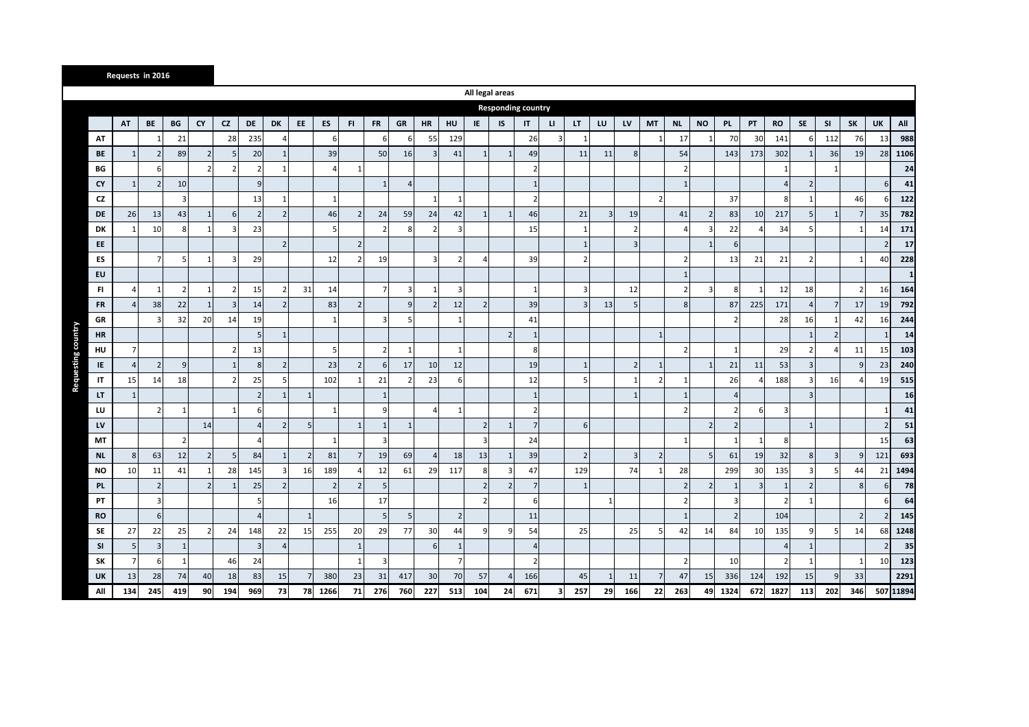**Requests in 2016**

**All legal areas**

**Responding country**

| Requesting country | AT | BE | BG | CY | CZ | DE | DK | EE | ES | FI | FR | GR | HR | HU | IE | IS | IT | LI | LT | LU | LV | MT | NL | NO | PL | PT | RO | SE | SI | SK | UK | All |
|---|---|---|---|---|---|---|---|---|---|---|---|---|---|---|---|---|---|---|---|---|---|---|---|---|---|---|---|---|---|---|---|---|
| AT | | 1 | 21 | | 28 | 235 | 4 | | 6 | | 6 | 6 | 55 | 129 | | | 26 | 3 | 1 | | | 1 | 17 | 1 | 70 | 30 | 141 | 6 | 112 | 76 | 13 | 988 |
| BE | 1 | 2 | 89 | 2 | 5 | 20 | 1 | | 39 | | 50 | 16 | 3 | 41 | 1 | 1 | 49 | | 11 | 11 | 8 | | 54 | | 143 | 173 | 302 | 1 | 36 | 19 | 28 | 1106 |
| BG | | 6 | | 2 | 2 | 2 | 1 | | 4 | 1 | | | | | | | 2 | | | | | | 2 | | | | 1 | | 1 | | | 24 |
| CY | 1 | 2 | 10 | | | 9 | | | | | 1 | 4 | | | | | 1 | | | | | | 1 | | | | 4 | 2 | | | 6 | 41 |
| CZ | | | 3 | | | 13 | 1 | | 1 | | | | 1 | 1 | | | 2 | | | | | 2 | | | 37 | | 8 | 1 | | 46 | 6 | 122 |
| DE | 26 | 13 | 43 | 1 | 6 | 2 | 2 | | 46 | 2 | 24 | 59 | 24 | 42 | 1 | 1 | 46 | | 21 | 3 | 19 | | 41 | 2 | 83 | 10 | 217 | 5 | 1 | 7 | 35 | 782 |
| DK | 1 | 10 | 8 | 1 | 3 | 23 | | | 5 | | 2 | 8 | 2 | 3 | | | 15 | | 1 | | 2 | | 4 | 3 | 22 | 4 | 34 | 5 | | 1 | 14 | 171 |
| EE | | | | | | | 2 | | | 2 | | | | | | | | | 1 | | 3 | | | 1 | 6 | | | | | | 2 | 17 |
| ES | | 7 | 5 | 1 | 3 | 29 | | | 12 | 2 | 19 | | 3 | 2 | 4 | | 39 | | 2 | | | | 2 | | 13 | 21 | 21 | 2 | | 1 | 40 | 228 |
| EU | | | | | | | | | | | | | | | | | | | | | | | 1 | | | | | | | | | 1 |
| FI | 4 | 1 | 2 | 1 | 2 | 15 | 2 | 31 | 14 | | 7 | 3 | 1 | 3 | | | 1 | | 3 | | 12 | | 2 | 3 | 8 | 1 | 12 | 18 | | 2 | 16 | 164 |
| FR | 4 | 38 | 22 | 1 | 3 | 14 | 2 | | 83 | 2 | | 9 | 2 | 12 | 2 | | 39 | | 3 | 13 | 5 | | 8 | | 87 | 225 | 171 | 4 | 7 | 17 | 19 | 792 |
| GR | | 3 | 32 | 20 | 14 | 19 | | | 1 | | 3 | 5 | | 1 | | | 41 | | | | | | | | 2 | | 28 | 16 | 1 | 42 | 16 | 244 |
| HR | | | | | | 5 | 1 | | | | | | | | | 2 | 1 | | | | | 1 | | | | | | 1 | 2 | | 1 | 14 |
| HU | 7 | | | | 2 | 13 | | | 5 | | 2 | 1 | | 1 | | | 8 | | | | | | 2 | | 1 | | 29 | 2 | 4 | 11 | 15 | 103 |
| IE | 4 | 2 | 9 | | 1 | 8 | 2 | | 23 | 2 | 6 | 17 | 10 | 12 | | | 19 | | 1 | | 2 | 1 | | 1 | 21 | 11 | 53 | 3 | | 9 | 23 | 240 |
| IT | 15 | 14 | 18 | | 2 | 25 | 5 | | 102 | 1 | 21 | 2 | 23 | 6 | | | 12 | | 5 | | 1 | 2 | 1 | | 26 | 4 | 188 | 3 | 16 | 4 | 19 | 515 |
| LT | 1 | | | | | 2 | 1 | 1 | | | 1 | | | | | | 1 | | | | 1 | | 1 | | 4 | | | 3 | | | | 16 |
| LU | | 2 | 1 | | 1 | 6 | | | 1 | | 9 | | 4 | 1 | | | 2 | | | | | | 2 | | 2 | 6 | 3 | | | | 1 | 41 |
| LV | | | | 14 | | 4 | 2 | 5 | | 1 | 1 | 1 | | | 2 | 1 | 7 | | 6 | | | | | 2 | 2 | | | 1 | | | 2 | 51 |
| MT | | | 2 | | | 4 | | | 1 | | 3 | | | | 3 | | 24 | | | | | | 1 | | 1 | 1 | 8 | | | | 15 | 63 |
| NL | 8 | 63 | 12 | 2 | 5 | 84 | 1 | 2 | 81 | 7 | 19 | 69 | 4 | 18 | 13 | 1 | 39 | | 2 | | 3 | 2 | | 5 | 61 | 19 | 32 | 8 | 3 | 9 | 121 | 693 |
| NO | 10 | 11 | 41 | 1 | 28 | 145 | 3 | 16 | 189 | 4 | 12 | 61 | 29 | 117 | 8 | 3 | 47 | | 129 | | 74 | 1 | 28 | | 299 | 30 | 135 | 3 | 5 | 44 | 21 | 1494 |
| PL | | 2 | | 2 | 1 | 25 | 2 | | 2 | 2 | 5 | | | | 2 | 2 | 7 | | 1 | | | | 2 | 2 | 1 | 3 | 1 | 2 | | 8 | 6 | 78 |
| PT | | 3 | | | | 5 | | | 16 | | 17 | | | | 2 | | 6 | | | 1 | | | 2 | | 3 | | 2 | 1 | | | 6 | 64 |
| RO | | 6 | | | | 4 | | 1 | | | 5 | 5 | | 2 | | | 11 | | | | | | 1 | | 2 | | 104 | | | 2 | 2 | 145 |
| SE | 27 | 22 | 25 | 2 | 24 | 148 | 22 | 15 | 255 | 20 | 29 | 77 | 30 | 44 | 9 | 9 | 54 | | 25 | | 25 | 5 | 42 | 14 | 84 | 10 | 135 | 9 | 5 | 14 | 68 | 1248 |
| SI | 5 | 3 | 1 | | | 3 | 4 | | | 1 | | | 6 | 1 | | | 4 | | | | | | | | | | 4 | 1 | | | 2 | 35 |
| SK | 7 | 6 | 1 | | 46 | 24 | | | | 1 | 3 | | | 7 | | | 2 | | | | | | 2 | | 10 | | 2 | 1 | | 1 | 10 | 123 |
| UK | 13 | 28 | 74 | 40 | 18 | 83 | 15 | 7 | 380 | 23 | 31 | 417 | 30 | 70 | 57 | 4 | 166 | | 45 | 1 | 11 | 7 | 47 | 15 | 336 | 124 | 192 | 15 | 9 | 33 | | 2291 |
| All | 134 | 245 | 419 | 90 | 194 | 969 | 73 | 78 | 1266 | 71 | 276 | 760 | 227 | 513 | 104 | 24 | 671 | 3 | 257 | 29 | 166 | 22 | 263 | 49 | 1324 | 672 | 1827 | 113 | 202 | 346 | 507 | 11894 |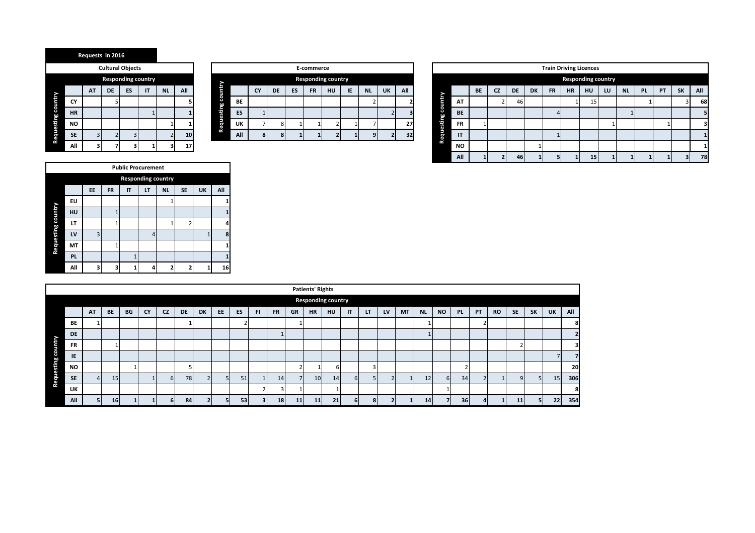## Requests in 2016

### Cultural Objects

| Requesting country | Responding country: AT | DE | ES | IT | NL | All |
|---|---|---|---|---|---|---|
| CY | | 5 | | | | 5 |
| HR | | | | 1 | | 1 |
| NO | | | | | 1 | 1 |
| SE | 3 | 2 | 3 | | 2 | 10 |
| All | 3 | 7 | 3 | 1 | 3 | 17 |

### E-commerce

| Requesting country | Responding country: CY | DE | ES | FR | HU | IE | NL | UK | All |
|---|---|---|---|---|---|---|---|---|---|
| BE | | | | | | | 2 | | 2 |
| ES | 1 | | | | | | | 2 | 3 |
| UK | 7 | 8 | 1 | 1 | 2 | 1 | 7 | | 27 |
| All | 8 | 8 | 1 | 1 | 2 | 1 | 9 | 2 | 32 |

### Train Driving Licences

| Requesting country | Responding country: BE | CZ | DE | DK | FR | HR | HU | LU | NL | PL | PT | SK | All |
|---|---|---|---|---|---|---|---|---|---|---|---|---|---|
| AT | | 2 | 46 | | | 1 | 15 | | | 1 | | 3 | 68 |
| BE | | | | | 4 | | | | 1 | | | | 5 |
| FR | 1 | | | | | | | 1 | | | 1 | | 3 |
| IT | | | | | 1 | | | | | | | | 1 |
| NO | | | | 1 | | | | | | | | | 1 |
| All | 1 | 2 | 46 | 1 | 5 | 1 | 15 | 1 | 1 | 1 | 1 | 3 | 78 |

### Public Procurement

| Requesting country | Responding country: EE | FR | IT | LT | NL | SE | UK | All |
|---|---|---|---|---|---|---|---|---|
| EU | | | | | 1 | | | 1 |
| HU | | 1 | | | | | | 1 |
| LT | | 1 | | | 1 | 2 | | 4 |
| LV | 3 | | | 4 | | | 1 | 8 |
| MT | | 1 | | | | | | 1 |
| PL | | | 1 | | | | | 1 |
| All | 3 | 3 | 1 | 4 | 2 | 2 | 1 | 16 |

### Patients' Rights

| Requesting country | Responding country: AT | BE | BG | CY | CZ | DE | DK | EE | ES | FI | FR | GR | HR | HU | IT | LT | LV | MT | NL | NO | PL | PT | RO | SE | SK | UK | All |
|---|---|---|---|---|---|---|---|---|---|---|---|---|---|---|---|---|---|---|---|---|---|---|---|---|---|---|---|
| BE | 1 | | | | | 1 | | | 2 | | | 1 | | | | | | | 1 | | | 2 | | | | | 8 |
| DE | | | | | | | | | | | 1 | | | | | | | | 1 | | | | | | | | 2 |
| FR | | 1 | | | | | | | | | | | | | | | | | | | | | | 2 | | | 3 |
| IE | | | | | | | | | | | | | | | | | | | | | | | | | | 7 | 7 |
| NO | | | 1 | | | 5 | | | | | | 2 | 1 | 6 | | 3 | | | | | 2 | | | | | | 20 |
| SE | 4 | 15 | | 1 | 6 | 78 | 2 | 5 | 51 | 1 | 14 | 7 | 10 | 14 | 6 | 5 | 2 | 1 | 12 | 6 | 34 | 2 | 1 | 9 | 5 | 15 | 306 |
| UK | | | | | | | | | | 2 | 3 | 1 | | 1 | | | | | | 1 | | | | | | | 8 |
| All | 5 | 16 | 1 | 1 | 6 | 84 | 2 | 5 | 53 | 3 | 18 | 11 | 11 | 21 | 6 | 8 | 2 | 1 | 14 | 7 | 36 | 4 | 1 | 11 | 5 | 22 | 354 |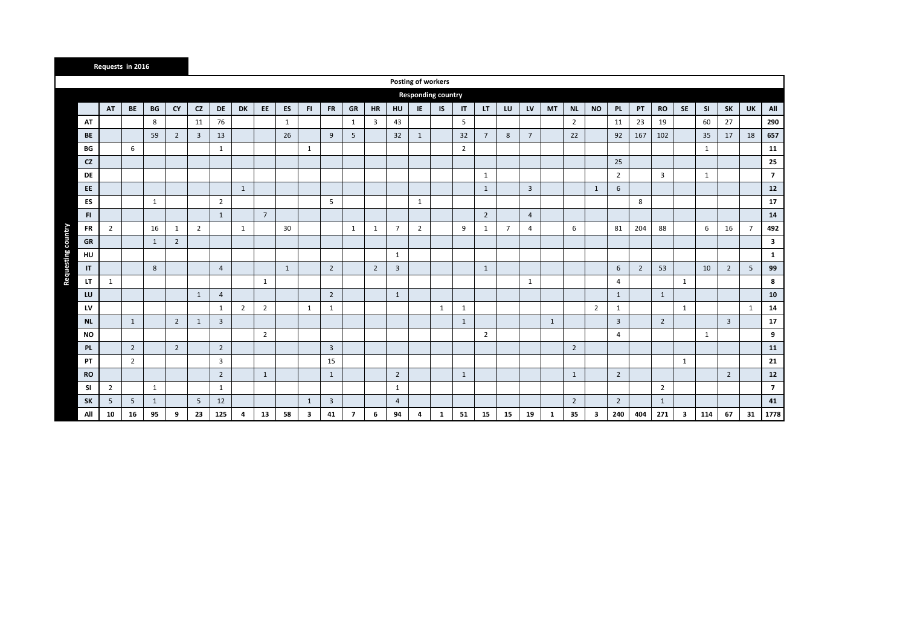**Requests in 2016**

| | Posting of workers | | | | | | | | | | | | | | | | | | | | | | | | | | | | | | |
|---|---|---|---|---|---|---|---|---|---|---|---|---|---|---|---|---|---|---|---|---|---|---|---|---|---|---|---|---|---|---|---|
| | Responding country | | | | | | | | | | | | | | | | | | | | | | | | | | | | | | |
| **Requesting country** | AT | BE | BG | CY | CZ | DE | DK | EE | ES | FI | FR | GR | HR | HU | IE | IS | IT | LT | LU | LV | MT | NL | NO | PL | PT | RO | SE | SI | SK | UK | All |
| AT | | | 8 | | 11 | 76 | | | 1 | | | 1 | 3 | 43 | | | 5 | | | | | 2 | | 11 | 23 | 19 | | 60 | 27 | | **290** |
| BE | | | 59 | 2 | 3 | 13 | | | 26 | | 9 | 5 | | 32 | 1 | | 32 | 7 | 8 | 7 | | 22 | | 92 | 167 | 102 | | 35 | 17 | 18 | **657** |
| BG | | 6 | | | | 1 | | | | 1 | | | | | | | 2 | | | | | | | | | | | 1 | | | **11** |
| CZ | | | | | | | | | | | | | | | | | | | | | | | | 25 | | | | | | | **25** |
| DE | | | | | | | | | | | | | | | | | | 1 | | | | | | 2 | | 3 | | 1 | | | **7** |
| EE | | | | | | | 1 | | | | | | | | | | | 1 | | 3 | | | 1 | 6 | | | | | | | **12** |
| ES | | | 1 | | | 2 | | | | | 5 | | | | 1 | | | | | | | | | | 8 | | | | | | **17** |
| FI | | | | | | 1 | | 7 | | | | | | | | | | 2 | | 4 | | | | | | | | | | | **14** |
| FR | 2 | | 16 | 1 | 2 | | 1 | | 30 | | | 1 | 1 | 7 | 2 | | 9 | 1 | 7 | 4 | | 6 | | 81 | 204 | 88 | | 6 | 16 | 7 | **492** |
| GR | | | 1 | 2 | | | | | | | | | | | | | | | | | | | | | | | | | | | **3** |
| HU | | | | | | | | | | | | | | 1 | | | | | | | | | | | | | | | | | **1** |
| IT | | | 8 | | | 4 | | | 1 | | 2 | | 2 | 3 | | | | 1 | | | | | | 6 | 2 | 53 | | 10 | 2 | 5 | **99** |
| LT | 1 | | | | | | | 1 | | | | | | | | | | | | 1 | | | | 4 | | | 1 | | | | **8** |
| LU | | | | | 1 | 4 | | | | | 2 | | | 1 | | | | | | | | | | 1 | | 1 | | | | | **10** |
| LV | | | | | | 1 | 2 | 2 | | 1 | 1 | | | | | 1 | 1 | | | | | | 2 | 1 | | | 1 | | | 1 | **14** |
| NL | | 1 | | 2 | 1 | 3 | | | | | | | | | | | 1 | | | | 1 | | | 3 | | 2 | | | 3 | | **17** |
| NO | | | | | | | | 2 | | | | | | | | | | 2 | | | | | | 4 | | | | 1 | | | **9** |
| PL | | 2 | | 2 | | 2 | | | | | 3 | | | | | | | | | | | 2 | | | | | | | | | **11** |
| PT | | 2 | | | | 3 | | | | | 15 | | | | | | | | | | | | | | | | 1 | | | | **21** |
| RO | | | | | | 2 | | 1 | | | 1 | | | 2 | | | 1 | | | | | 1 | | 2 | | | | | 2 | | **12** |
| SI | 2 | | 1 | | | 1 | | | | | | | | 1 | | | | | | | | | | | | 2 | | | | | **7** |
| SK | 5 | 5 | 1 | | 5 | 12 | | | | 1 | 3 | | | 4 | | | | | | | | 2 | | 2 | | 1 | | | | | **41** |
| **All** | **10** | **16** | **95** | **9** | **23** | **125** | **4** | **13** | **58** | **3** | **41** | **7** | **6** | **94** | **4** | **1** | **51** | **15** | **15** | **19** | **1** | **35** | **3** | **240** | **404** | **271** | **3** | **114** | **67** | **31** | **1778** |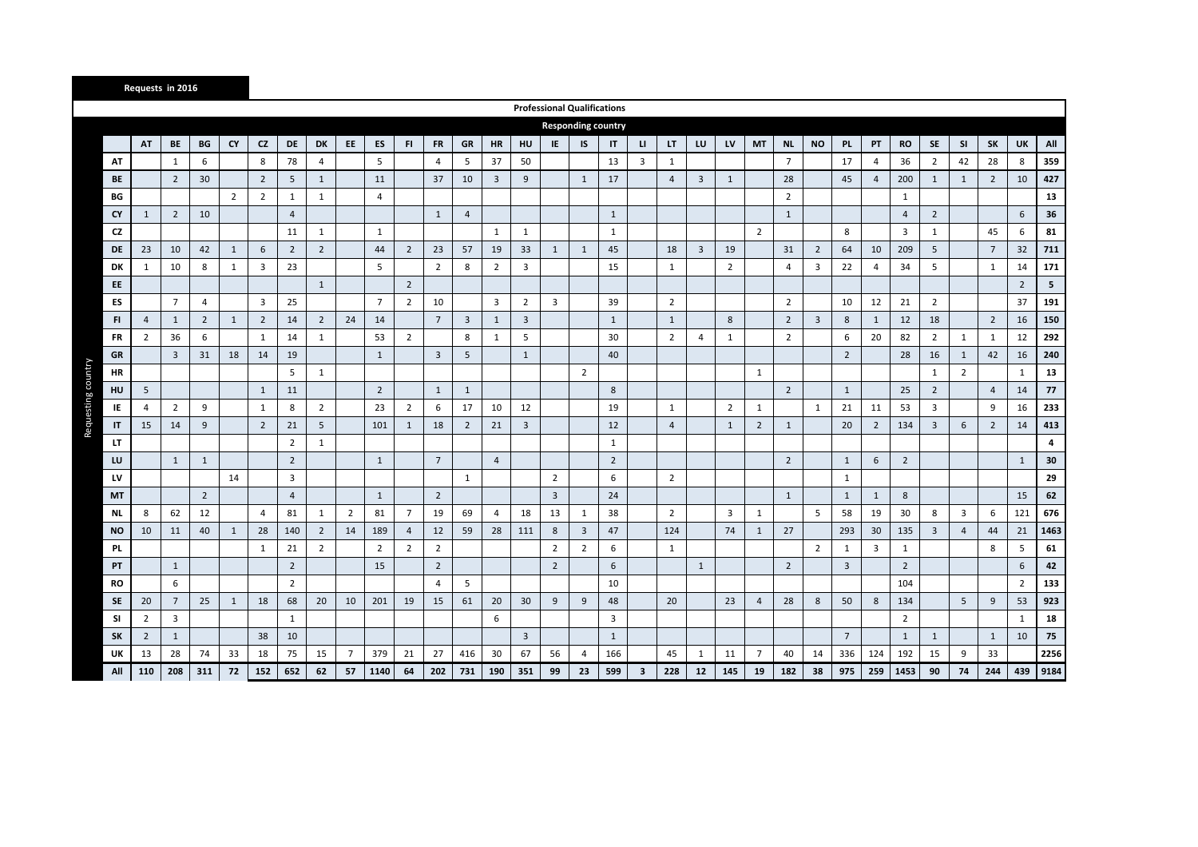**Requests in 2016**

**Professional Qualifications**

**Responding country**

| Requesting country | AT | BE | BG | CY | CZ | DE | DK | EE | ES | FI | FR | GR | HR | HU | IE | IS | IT | LI | LT | LU | LV | MT | NL | NO | PL | PT | RO | SE | SI | SK | UK | All |
|---|---|---|---|---|---|---|---|---|---|---|---|---|---|---|---|---|---|---|---|---|---|---|---|---|---|---|---|---|---|---|---|---|
| **AT** | | 1 | 6 | | 8 | 78 | 4 | | 5 | | 4 | 5 | 37 | 50 | | | 13 | 3 | 1 | | | | 7 | | 17 | 4 | 36 | 2 | 42 | 28 | 8 | **359** |
| **BE** | | 2 | 30 | | 2 | 5 | 1 | | 11 | | 37 | 10 | 3 | 9 | | 1 | 17 | | 4 | 3 | 1 | | 28 | | 45 | 4 | 200 | 1 | 1 | 2 | 10 | **427** |
| **BG** | | | | 2 | 2 | 1 | 1 | | 4 | | | | | | | | | | | | | | 2 | | | | 1 | | | | | **13** |
| **CY** | 1 | 2 | 10 | | | 4 | | | | | 1 | 4 | | | | | 1 | | | | | | 1 | | | | 4 | 2 | | | 6 | **36** |
| **CZ** | | | | | | 11 | 1 | | 1 | | | | 1 | 1 | | | 1 | | | | | 2 | | | 8 | | 3 | 1 | | 45 | 6 | **81** |
| **DE** | 23 | 10 | 42 | 1 | 6 | 2 | 2 | | 44 | 2 | 23 | 57 | 19 | 33 | 1 | 1 | 45 | | 18 | 3 | 19 | | 31 | 2 | 64 | 10 | 209 | 5 | | 7 | 32 | **711** |
| **DK** | 1 | 10 | 8 | 1 | 3 | 23 | | | 5 | | 2 | 8 | 2 | 3 | | | 15 | | 1 | | 2 | | 4 | 3 | 22 | 4 | 34 | 5 | | 1 | 14 | **171** |
| **EE** | | | | | | | 1 | | | 2 | | | | | | | | | | | | | | | | | | | | | 2 | **5** |
| **ES** | | 7 | 4 | | 3 | 25 | | | 7 | 2 | 10 | | 3 | 2 | 3 | | 39 | | 2 | | | | 2 | | 10 | 12 | 21 | 2 | | 2 | 37 | **191** |
| **FI** | 4 | 1 | 2 | 1 | 2 | 14 | 2 | 24 | 14 | | 7 | 3 | 1 | 3 | | | 1 | | 1 | | 8 | | 2 | 3 | 8 | 1 | 12 | 18 | | 2 | 16 | **150** |
| **FR** | 2 | 36 | 6 | | 1 | 14 | 1 | | 53 | 2 | | 8 | 1 | 5 | | | 30 | | 2 | 4 | 1 | | 2 | | 6 | 20 | 82 | 2 | 1 | 1 | 12 | **292** |
| **GR** | | 3 | 31 | 18 | 14 | 19 | | | 1 | | 3 | 5 | | 1 | | | 40 | | | | | | | | 2 | | 28 | 16 | 1 | 42 | 16 | **240** |
| **HR** | | | | | | 5 | 1 | | | | | | | | | 2 | | | | | | 1 | | | | | | 1 | 2 | | 1 | **13** |
| **HU** | 5 | | | | 1 | 11 | | | 2 | | 1 | 1 | | | | | 8 | | | | | | 2 | | 1 | | 25 | 2 | | 4 | 14 | **77** |
| **IE** | 4 | 2 | 9 | | 1 | 8 | 2 | | 23 | 2 | 6 | 17 | 10 | 12 | | | 19 | | 1 | | 2 | 1 | | 1 | 21 | 11 | 53 | 3 | | 9 | 16 | **233** |
| **IT** | 15 | 14 | 9 | | 2 | 21 | 5 | | 101 | 1 | 18 | 2 | 21 | 3 | | | 12 | | 4 | | 1 | 2 | 1 | | 20 | 2 | 134 | 3 | 6 | 2 | 14 | **413** |
| **LT** | | | | | | 2 | 1 | | | | | | | | | | 1 | | | | | | | | | | | | | | | **4** |
| **LU** | | 1 | 1 | | | 2 | | | 1 | | 7 | | 4 | | | | 2 | | | | | | 2 | | 1 | 6 | 2 | | | | 1 | **30** |
| **LV** | | | | 14 | | 3 | | | | | | 1 | | | 2 | | 6 | | 2 | | | | | | 1 | | | | | | | **29** |
| **MT** | | | 2 | | | 4 | | | 1 | | 2 | | | | 3 | | 24 | | | | | | 1 | | 1 | 1 | 8 | | | | 15 | **62** |
| **NL** | 8 | 62 | 12 | | 4 | 81 | 1 | 2 | 81 | 7 | 19 | 69 | 4 | 18 | 13 | 1 | 38 | | 2 | | 3 | 1 | | 5 | 58 | 19 | 30 | 8 | 3 | 6 | 121 | **676** |
| **NO** | 10 | 11 | 40 | 1 | 28 | 140 | 2 | 14 | 189 | 4 | 12 | 59 | 28 | 111 | 8 | 3 | 47 | | 124 | | 74 | 1 | 27 | | 293 | 30 | 135 | 3 | 4 | 44 | 21 | **1463** |
| **PL** | | | | | 1 | 21 | 2 | | 2 | 2 | 2 | | | | 2 | 2 | 6 | | 1 | | | | | 2 | 1 | 3 | 1 | | | 8 | 5 | **61** |
| **PT** | | 1 | | | | 2 | | | 15 | | 2 | | | | 2 | | 6 | | | 1 | | | 2 | | 3 | | 2 | | | | 6 | **42** |
| **RO** | | 6 | | | | 2 | | | | | 4 | 5 | | | | | 10 | | | | | | | | | | 104 | | | | 2 | **133** |
| **SE** | 20 | 7 | 25 | 1 | 18 | 68 | 20 | 10 | 201 | 19 | 15 | 61 | 20 | 30 | 9 | 9 | 48 | | 20 | | 23 | 4 | 28 | 8 | 50 | 8 | 134 | | 5 | 9 | 53 | **923** |
| **SI** | 2 | 3 | | | | 1 | | | | | | | 6 | | | | 3 | | | | | | | | | | 2 | | | | 1 | **18** |
| **SK** | 2 | 1 | | | 38 | 10 | | | | | | | | 3 | | | 1 | | | | | | | | 7 | | 1 | 1 | | 1 | 10 | **75** |
| **UK** | 13 | 28 | 74 | 33 | 18 | 75 | 15 | 7 | 379 | 21 | 27 | 416 | 30 | 67 | 56 | 4 | 166 | | 45 | 1 | 11 | 7 | 40 | 14 | 336 | 124 | 192 | 15 | 9 | 33 | | **2256** |
| **All** | **110** | **208** | **311** | **72** | **152** | **652** | **62** | **57** | **1140** | **64** | **202** | **731** | **190** | **351** | **99** | **23** | **599** | **3** | **228** | **12** | **145** | **19** | **182** | **38** | **975** | **259** | **1453** | **90** | **74** | **244** | **439** | **9184** |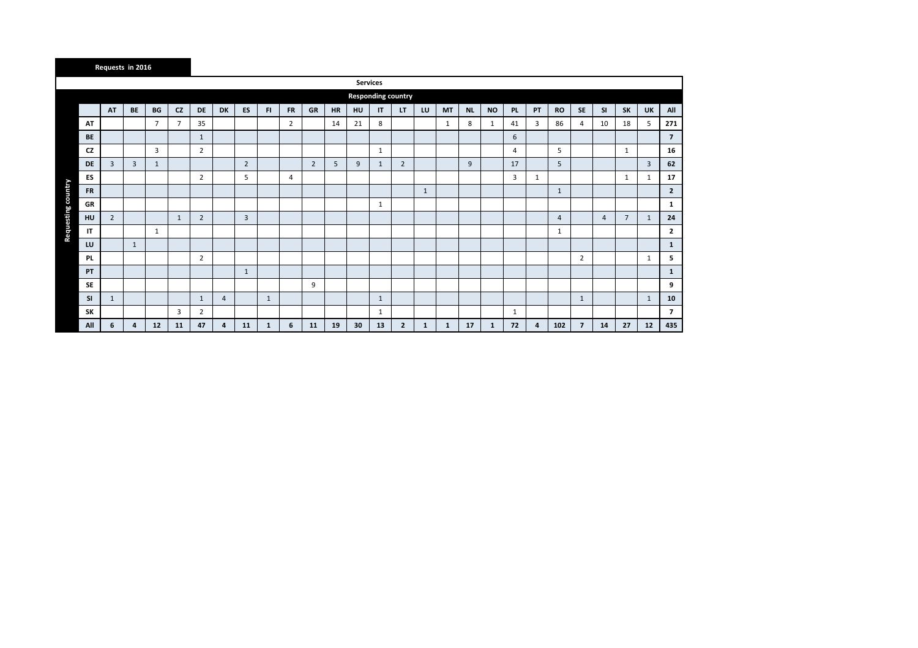**Requests in 2016**

**Services**

| Requesting country | Responding country | | | | | | | | | | | | | | | | | | | | | | | | | |
|---|---|---|---|---|---|---|---|---|---|---|---|---|---|---|---|---|---|---|---|---|---|---|---|---|---|---|
| | AT | BE | BG | CZ | DE | DK | ES | FI | FR | GR | HR | HU | IT | LT | LU | MT | NL | NO | PL | PT | RO | SE | SI | SK | UK | All |
| AT | | | 7 | 7 | 35 | | | | 2 | | 14 | 21 | 8 | | | 1 | 8 | 1 | 41 | 3 | 86 | 4 | 10 | 18 | 5 | **271** |
| BE | | | | | 1 | | | | | | | | | | | | | | 6 | | | | | | | **7** |
| CZ | | | 3 | | 2 | | | | | | | | 1 | | | | | | 4 | | 5 | | | 1 | | **16** |
| DE | 3 | 3 | 1 | | | | 2 | | | 2 | 5 | 9 | 1 | 2 | | | 9 | | 17 | | 5 | | | | 3 | **62** |
| ES | | | | | 2 | | 5 | | 4 | | | | | | | | | | 3 | 1 | | | | 1 | 1 | **17** |
| FR | | | | | | | | | | | | | | | 1 | | | | | | 1 | | | | | **2** |
| GR | | | | | | | | | | | | | 1 | | | | | | | | | | | | | **1** |
| HU | 2 | | | 1 | 2 | | 3 | | | | | | | | | | | | | | 4 | | 4 | 7 | 1 | **24** |
| IT | | | 1 | | | | | | | | | | | | | | | | | | 1 | | | | | **2** |
| LU | | 1 | | | | | | | | | | | | | | | | | | | | | | | | **1** |
| PL | | | | | 2 | | | | | | | | | | | | | | | | | 2 | | | 1 | **5** |
| PT | | | | | | | 1 | | | | | | | | | | | | | | | | | | | **1** |
| SE | | | | | | | | | | 9 | | | | | | | | | | | | | | | | **9** |
| SI | 1 | | | | 1 | 4 | | 1 | | | | | 1 | | | | | | | | | 1 | | | 1 | **10** |
| SK | | | | 3 | 2 | | | | | | | | 1 | | | | | | 1 | | | | | | | **7** |
| **All** | **6** | **4** | **12** | **11** | **47** | **4** | **11** | **1** | **6** | **11** | **19** | **30** | **13** | **2** | **1** | **1** | **17** | **1** | **72** | **4** | **102** | **7** | **14** | **27** | **12** | **435** |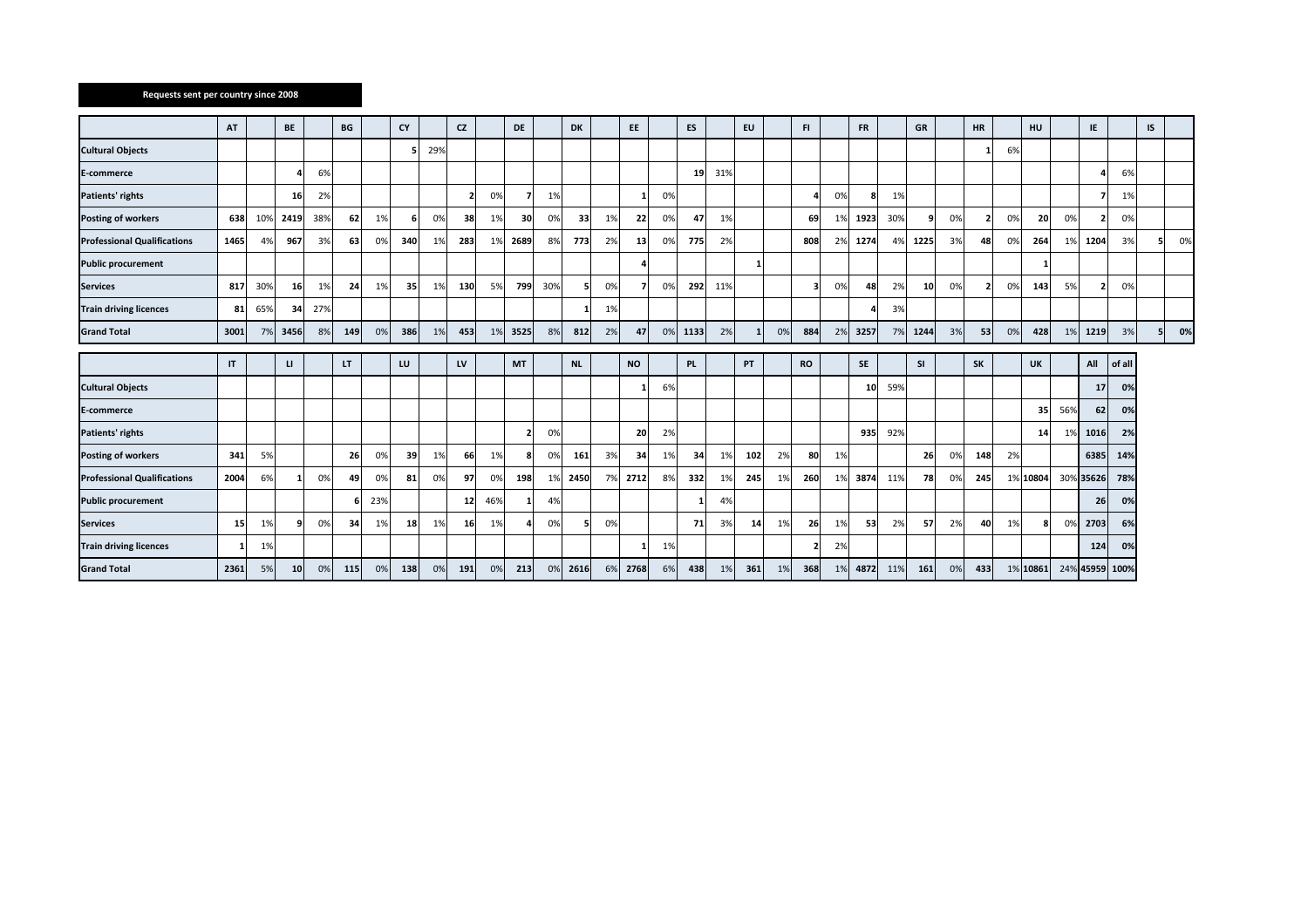**Requests sent per country since 2008**

| | AT | | BE | | BG | | CY | | CZ | | DE | | DK | | EE | | ES | | EU | | FI | | FR | | GR | | HR | | HU | | IE | | IS | |
|---|---|---|---|---|---|---|---|---|---|---|---|---|---|---|---|---|---|---|---|---|---|---|---|---|---|---|---|---|---|---|---|---|---|---|
| **Cultural Objects** | | | | | | | 5 | 29% | | | | | | | | | | | | | | | | | | | 1 | 6% | | | | | | |
| **E-commerce** | | | 4 | 6% | | | | | | | | | | | | | 19 | 31% | | | | | | | | | | | | | 4 | 6% | | |
| **Patients' rights** | | | 16 | 2% | | | | | 2 | 0% | 7 | 1% | | | 1 | 0% | | | | | 4 | 0% | 8 | 1% | | | | | | | 7 | 1% | | |
| **Posting of workers** | 638 | 10% | 2419 | 38% | 62 | 1% | 6 | 0% | 38 | 1% | 30 | 0% | 33 | 1% | 22 | 0% | 47 | 1% | | | 69 | 1% | 1923 | 30% | 9 | 0% | 2 | 0% | 20 | 0% | 2 | 0% | | |
| **Professional Qualifications** | 1465 | 4% | 967 | 3% | 63 | 0% | 340 | 1% | 283 | 1% | 2689 | 8% | 773 | 2% | 13 | 0% | 775 | 2% | | | 808 | 2% | 1274 | 4% | 1225 | 3% | 48 | 0% | 264 | 1% | 1204 | 3% | 5 | 0% |
| **Public procurement** | | | | | | | | | | | | | | | 4 | | | | 1 | | | | | | | | | | 1 | | | | | |
| **Services** | 817 | 30% | 16 | 1% | 24 | 1% | 35 | 1% | 130 | 5% | 799 | 30% | 5 | 0% | 7 | 0% | 292 | 11% | | | 3 | 0% | 48 | 2% | 10 | 0% | 2 | 0% | 143 | 5% | 2 | 0% | | |
| **Train driving licences** | 81 | 65% | 34 | 27% | | | | | | | | | 1 | 1% | | | | | | | | | 4 | 3% | | | | | | | | | | |
| **Grand Total** | 3001 | 7% | 3456 | 8% | 149 | 0% | 386 | 1% | 453 | 1% | 3525 | 8% | 812 | 2% | 47 | 0% | 1133 | 2% | 1 | 0% | 884 | 2% | 3257 | 7% | 1244 | 3% | 53 | 0% | 428 | 1% | 1219 | 3% | 5 | 0% |

| | IT | | LI | | LT | | LU | | LV | | MT | | NL | | NO | | PL | | PT | | RO | | SE | | SI | | SK | | UK | | All | of all |
|---|---|---|---|---|---|---|---|---|---|---|---|---|---|---|---|---|---|---|---|---|---|---|---|---|---|---|---|---|---|---|---|---|
| **Cultural Objects** | | | | | | | | | | | | | | | 1 | 6% | | | | | | | 10 | 59% | | | | | | | 17 | 0% |
| **E-commerce** | | | | | | | | | | | | | | | | | | | | | | | | | | | | | 35 | 56% | 62 | 0% |
| **Patients' rights** | | | | | | | | | | | 2 | 0% | | | 20 | 2% | | | | | | | 935 | 92% | | | | | 14 | 1% | 1016 | 2% |
| **Posting of workers** | 341 | 5% | | | 26 | 0% | 39 | 1% | 66 | 1% | 8 | 0% | 161 | 3% | 34 | 1% | 34 | 1% | 102 | 2% | 80 | 1% | | | 26 | 0% | 148 | 2% | | | 6385 | 14% |
| **Professional Qualifications** | 2004 | 6% | 1 | 0% | 49 | 0% | 81 | 0% | 97 | 0% | 198 | 1% | 2450 | 7% | 2712 | 8% | 332 | 1% | 245 | 1% | 260 | 1% | 3874 | 11% | 78 | 0% | 245 | 1% | 10804 | 30% | 35626 | 78% |
| **Public procurement** | | | | | 6 | 23% | | | 12 | 46% | 1 | 4% | | | | | 1 | 4% | | | | | | | | | | | | | 26 | 0% |
| **Services** | 15 | 1% | 9 | 0% | 34 | 1% | 18 | 1% | 16 | 1% | 4 | 0% | 5 | 0% | | | 71 | 3% | 14 | 1% | 26 | 1% | 53 | 2% | 57 | 2% | 40 | 1% | 8 | 0% | 2703 | 6% |
| **Train driving licences** | 1 | 1% | | | | | | | | | | | | | 1 | 1% | | | | | 2 | 2% | | | | | | | | | 124 | 0% |
| **Grand Total** | 2361 | 5% | 10 | 0% | 115 | 0% | 138 | 0% | 191 | 0% | 213 | 0% | 2616 | 6% | 2768 | 6% | 438 | 1% | 361 | 1% | 368 | 1% | 4872 | 11% | 161 | 0% | 433 | 1% | 10861 | 24% | 45959 | 100% |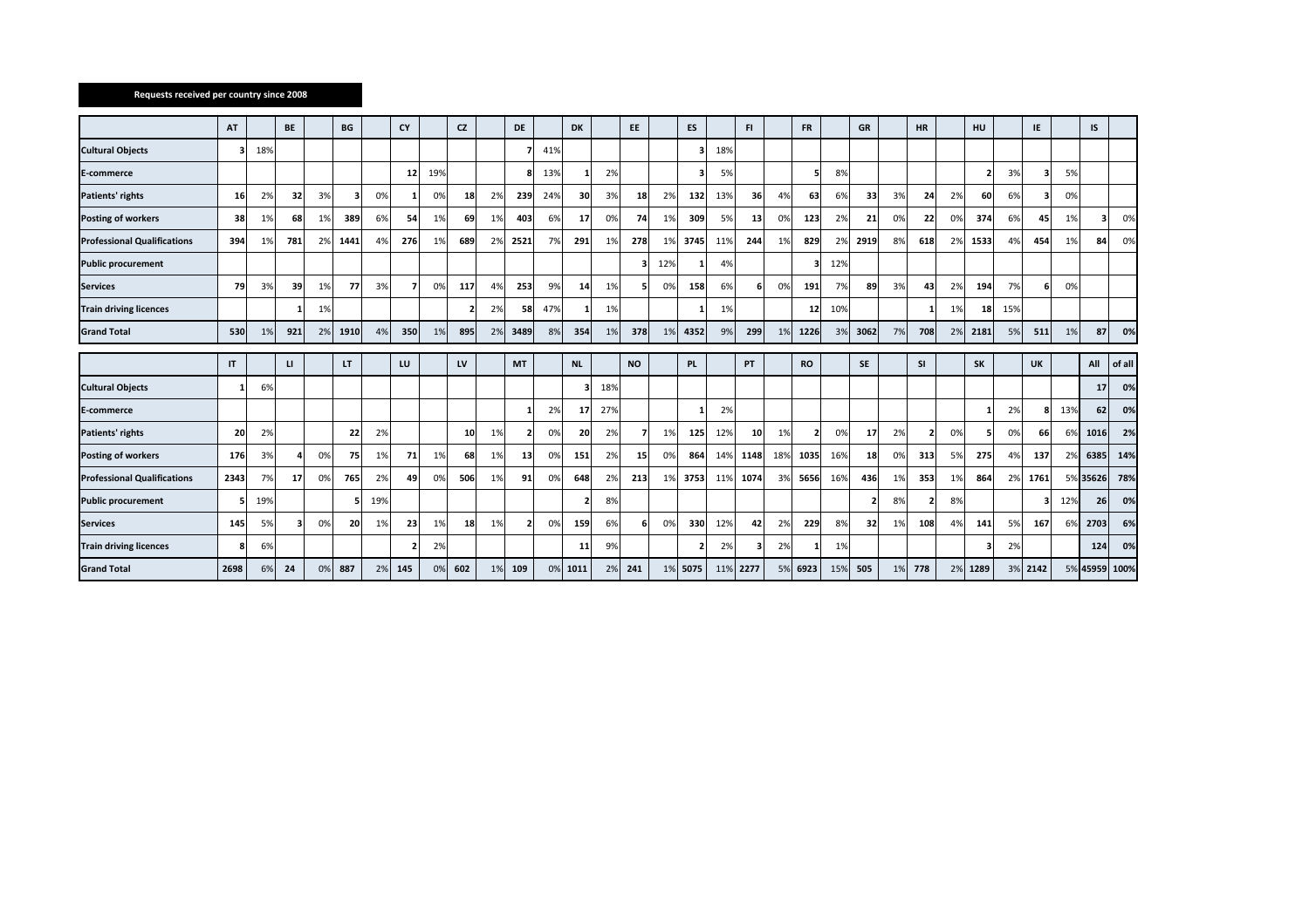**Requests received per country since 2008**

| | AT | | BE | | BG | | CY | | CZ | | DE | | DK | | EE | | ES | | FI | | FR | | GR | | HR | | HU | | IE | | IS | |
|---|---|---|---|---|---|---|---|---|---|---|---|---|---|---|---|---|---|---|---|---|---|---|---|---|---|---|---|---|---|---|---|---|
| **Cultural Objects** | 3 | 18% | | | | | | | | | 7 | 41% | | | | | 3 | 18% | | | | | | | | | | | | | | |
| **E-commerce** | | | | | | | 12 | 19% | | | 8 | 13% | 1 | 2% | | | 3 | 5% | | | 5 | 8% | | | | | 2 | 3% | 3 | 5% | | |
| **Patients' rights** | 16 | 2% | 32 | 3% | 3 | 0% | 1 | 0% | 18 | 2% | 239 | 24% | 30 | 3% | 18 | 2% | 132 | 13% | 36 | 4% | 63 | 6% | 33 | 3% | 24 | 2% | 60 | 6% | 3 | 0% | | |
| **Posting of workers** | 38 | 1% | 68 | 1% | 389 | 6% | 54 | 1% | 69 | 1% | 403 | 6% | 17 | 0% | 74 | 1% | 309 | 5% | 13 | 0% | 123 | 2% | 21 | 0% | 22 | 0% | 374 | 6% | 45 | 1% | 3 | 0% |
| **Professional Qualifications** | 394 | 1% | 781 | 2% | 1441 | 4% | 276 | 1% | 689 | 2% | 2521 | 7% | 291 | 1% | 278 | 1% | 3745 | 11% | 244 | 1% | 829 | 2% | 2919 | 8% | 618 | 2% | 1533 | 4% | 454 | 1% | 84 | 0% |
| **Public procurement** | | | | | | | | | | | | | | | 3 | 12% | 1 | 4% | | | 3 | 12% | | | | | | | | | | |
| **Services** | 79 | 3% | 39 | 1% | 77 | 3% | 7 | 0% | 117 | 4% | 253 | 9% | 14 | 1% | 5 | 0% | 158 | 6% | 6 | 0% | 191 | 7% | 89 | 3% | 43 | 2% | 194 | 7% | 6 | 0% | | |
| **Train driving licences** | | | 1 | 1% | | | | | 2 | 2% | 58 | 47% | 1 | 1% | | | 1 | 1% | | | 12 | 10% | | | 1 | 1% | 18 | 15% | | | | |
| **Grand Total** | 530 | 1% | 921 | 2% | 1910 | 4% | 350 | 1% | 895 | 2% | 3489 | 8% | 354 | 1% | 378 | 1% | 4352 | 9% | 299 | 1% | 1226 | 3% | 3062 | 7% | 708 | 2% | 2181 | 5% | 511 | 1% | 87 | 0% |

| | IT | | LI | | LT | | LU | | LV | | MT | | NL | | NO | | PL | | PT | | RO | | SE | | SI | | SK | | UK | | All | of all |
|---|---|---|---|---|---|---|---|---|---|---|---|---|---|---|---|---|---|---|---|---|---|---|---|---|---|---|---|---|---|---|---|---|
| **Cultural Objects** | 1 | 6% | | | | | | | | | | | 3 | 18% | | | | | | | | | | | | | | | | | 17 | 0% |
| **E-commerce** | | | | | | | | | | | 1 | 2% | 17 | 27% | | | 1 | 2% | | | | | | | | | 1 | 2% | 8 | 13% | 62 | 0% |
| **Patients' rights** | 20 | 2% | | | 22 | 2% | | | 10 | 1% | 2 | 0% | 20 | 2% | 7 | 1% | 125 | 12% | 10 | 1% | 2 | 0% | 17 | 2% | 2 | 0% | 5 | 0% | 66 | 6% | 1016 | 2% |
| **Posting of workers** | 176 | 3% | 4 | 0% | 75 | 1% | 71 | 1% | 68 | 1% | 13 | 0% | 151 | 2% | 15 | 0% | 864 | 14% | 1148 | 18% | 1035 | 16% | 18 | 0% | 313 | 5% | 275 | 4% | 137 | 2% | 6385 | 14% |
| **Professional Qualifications** | 2343 | 7% | 17 | 0% | 765 | 2% | 49 | 0% | 506 | 1% | 91 | 0% | 648 | 2% | 213 | 1% | 3753 | 11% | 1074 | 3% | 5656 | 16% | 436 | 1% | 353 | 1% | 864 | 2% | 1761 | 5% | 35626 | 78% |
| **Public procurement** | 5 | 19% | | | 5 | 19% | | | | | | | 2 | 8% | | | | | | | | | 2 | 8% | 2 | 8% | | | 3 | 12% | 26 | 0% |
| **Services** | 145 | 5% | 3 | 0% | 20 | 1% | 23 | 1% | 18 | 1% | 2 | 0% | 159 | 6% | 6 | 0% | 330 | 12% | 42 | 2% | 229 | 8% | 32 | 1% | 108 | 4% | 141 | 5% | 167 | 6% | 2703 | 6% |
| **Train driving licences** | 8 | 6% | | | | | 2 | 2% | | | | | 11 | 9% | | | 2 | 2% | 3 | 2% | 1 | 1% | | | | | 3 | 2% | | | 124 | 0% |
| **Grand Total** | 2698 | 6% | 24 | 0% | 887 | 2% | 145 | 0% | 602 | 1% | 109 | 0% | 1011 | 2% | 241 | 1% | 5075 | 11% | 2277 | 5% | 6923 | 15% | 505 | 1% | 778 | 2% | 1289 | 3% | 2142 | 5% | 45959 | 100% |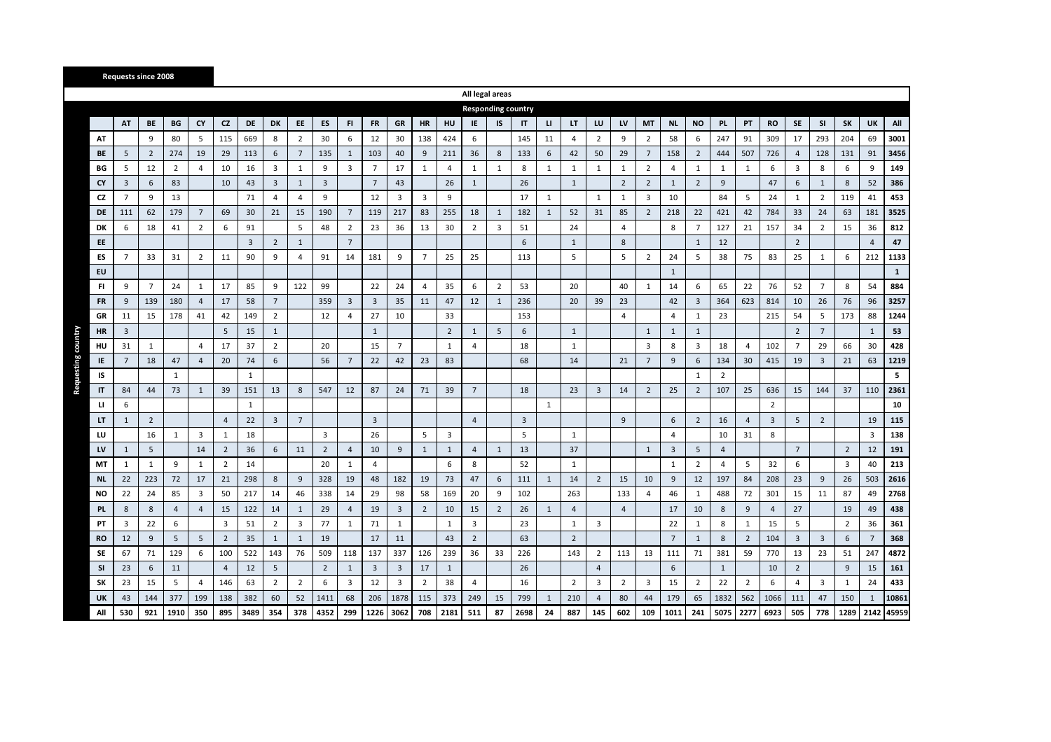**Requests since 2008**

**All legal areas**

**Responding country** (columns) / **Requesting country** (rows)

| | AT | BE | BG | CY | CZ | DE | DK | EE | ES | FI | FR | GR | HR | HU | IE | IS | IT | LI | LT | LU | LV | MT | NL | NO | PL | PT | RO | SE | SI | SK | UK | All |
|---|---|---|---|---|---|---|---|---|---|---|---|---|---|---|---|---|---|---|---|---|---|---|---|---|---|---|---|---|---|---|---|---|
| **AT** | | 9 | 80 | 5 | 115 | 669 | 8 | 2 | 30 | 6 | 12 | 30 | 138 | 424 | 6 | | 145 | 11 | 4 | 2 | 9 | 2 | 58 | 6 | 247 | 91 | 309 | 17 | 293 | 204 | 69 | **3001** |
| **BE** | 5 | 2 | 274 | 19 | 29 | 113 | 6 | 7 | 135 | 1 | 103 | 40 | 9 | 211 | 36 | 8 | 133 | 6 | 42 | 50 | 29 | 7 | 158 | 2 | 444 | 507 | 726 | 4 | 128 | 131 | 91 | **3456** |
| **BG** | 5 | 12 | 2 | 4 | 10 | 16 | 3 | 1 | 9 | 3 | 7 | 17 | 1 | 4 | 1 | 1 | 8 | 1 | 1 | 1 | 1 | 2 | 4 | 1 | 1 | 1 | 6 | 3 | 8 | 6 | 9 | **149** |
| **CY** | 3 | 6 | 83 | | 10 | 43 | 3 | 1 | 3 | | 7 | 43 | | 26 | 1 | | 26 | | 1 | | 2 | 2 | 1 | 2 | 9 | | 47 | 6 | 1 | 8 | 52 | **386** |
| **CZ** | 7 | 9 | 13 | | | 71 | 4 | 4 | 9 | | 12 | 3 | 3 | 9 | | | 17 | 1 | | 1 | 1 | 3 | 10 | | 84 | 5 | 24 | 1 | 2 | 119 | 41 | **453** |
| **DE** | 111 | 62 | 179 | 7 | 69 | 30 | 21 | 15 | 190 | 7 | 119 | 217 | 83 | 255 | 18 | 1 | 182 | 1 | 52 | 31 | 85 | 2 | 218 | 22 | 421 | 42 | 784 | 33 | 24 | 63 | 181 | **3525** |
| **DK** | 6 | 18 | 41 | 2 | 6 | 91 | | 5 | 48 | 2 | 23 | 36 | 13 | 30 | 2 | 3 | 51 | | 24 | | 4 | | 8 | 7 | 127 | 21 | 157 | 34 | 2 | 15 | 36 | **812** |
| **EE** | | | | | | 3 | 2 | 1 | | 7 | | | | | | | 6 | | 1 | | 8 | | | 1 | 12 | | | 2 | | | 4 | **47** |
| **ES** | 7 | 33 | 31 | 2 | 11 | 90 | 9 | 4 | 91 | 14 | 181 | 9 | 7 | 25 | 25 | | 113 | | 5 | | 5 | 2 | 24 | 5 | 38 | 75 | 83 | 25 | 1 | 6 | 212 | **1133** |
| **EU** | | | | | | | | | | | | | | | | | | | | | | | 1 | | | | | | | | | **1** |
| **FI** | 9 | 7 | 24 | 1 | 17 | 85 | 9 | 122 | 99 | | 22 | 24 | 4 | 35 | 6 | 2 | 53 | | 20 | | 40 | 1 | 14 | 6 | 65 | 22 | 76 | 52 | 7 | 8 | 54 | **884** |
| **FR** | 9 | 139 | 180 | 4 | 17 | 58 | 7 | | 359 | 3 | 3 | 35 | 11 | 47 | 12 | 1 | 236 | | 20 | 39 | 23 | | 42 | 3 | 364 | 623 | 814 | 10 | 26 | 76 | 96 | **3257** |
| **GR** | 11 | 15 | 178 | 41 | 42 | 149 | 2 | | 12 | 4 | 27 | 10 | | 33 | | | 153 | | | | 4 | | | 1 | 23 | | 215 | 54 | 5 | 173 | 88 | **1244** |
| **HR** | 3 | | | | 5 | 15 | 1 | | | | 1 | | | 2 | 1 | 5 | 6 | | 1 | | | 1 | 1 | 1 | | | | 2 | 7 | | 1 | **53** |
| **HU** | 31 | 1 | | 4 | 17 | 37 | 2 | | 20 | | 15 | 7 | | 1 | 4 | | 18 | | 1 | | | 3 | 8 | 3 | 18 | 4 | 102 | 7 | 29 | 66 | 30 | **428** |
| **IE** | 7 | 18 | 47 | 4 | 20 | 74 | 6 | | 56 | 7 | 22 | 42 | 23 | 83 | | | 68 | | 14 | | 21 | 7 | 9 | 6 | 134 | 30 | 415 | 19 | 3 | 21 | 63 | **1219** |
| **IS** | | | 1 | | | 1 | | | | | | | | | | | | | | | | | | 1 | 2 | | | | | | | **5** |
| **IT** | 84 | 44 | 73 | 1 | 39 | 151 | 13 | 8 | 547 | 12 | 87 | 24 | 71 | 39 | 7 | | 18 | | 23 | 3 | 14 | 2 | 25 | 2 | 107 | 25 | 636 | 15 | 144 | 37 | 110 | **2361** |
| **LI** | 6 | | | | | 1 | | | | | | | | | | | | 1 | | | | | | | | | 2 | | | | | **10** |
| **LT** | 1 | 2 | | | 4 | 22 | 3 | 7 | | | 3 | | | | 4 | | 3 | | | | 9 | | 6 | 2 | 16 | 4 | 3 | 5 | 2 | | 19 | **115** |
| **LU** | | 16 | 1 | 3 | 1 | 18 | | | 3 | | 26 | | 5 | 3 | | | 5 | | 1 | | | | 4 | | 10 | 31 | 8 | | | | 3 | **138** |
| **LV** | 1 | 5 | | 14 | 2 | 36 | 6 | 11 | 2 | 4 | 10 | 9 | 1 | 1 | 4 | 1 | 13 | | 37 | | | 1 | 3 | 5 | 4 | | | 7 | | 2 | 12 | **191** |
| **MT** | 1 | 1 | 9 | 1 | 2 | 14 | | | 20 | 1 | 4 | | | 6 | 8 | | 52 | | 1 | | | | 1 | 2 | 4 | 5 | 32 | 6 | | 3 | 40 | **213** |
| **NL** | 22 | 223 | 72 | 17 | 21 | 298 | 8 | 9 | 328 | 19 | 48 | 182 | 19 | 73 | 47 | 6 | 111 | 1 | 14 | 2 | 15 | 10 | 9 | 12 | 197 | 84 | 208 | 23 | 9 | 26 | 503 | **2616** |
| **NO** | 22 | 24 | 85 | 3 | 50 | 217 | 14 | 46 | 338 | 14 | 29 | 98 | 58 | 169 | 20 | 9 | 102 | | 263 | | 133 | 4 | 46 | 1 | 488 | 72 | 301 | 15 | 11 | 87 | 49 | **2768** |
| **PL** | 8 | 8 | 4 | 4 | 15 | 122 | 14 | 1 | 29 | 4 | 19 | 3 | 2 | 10 | 15 | 2 | 26 | 1 | 4 | | 4 | | 17 | 10 | 8 | 9 | 4 | 27 | | 19 | 49 | **438** |
| **PT** | 3 | 22 | 6 | | 3 | 51 | 2 | 3 | 77 | 1 | 71 | 1 | | 1 | 3 | | 23 | | 1 | 3 | | | 22 | 1 | 8 | 1 | 15 | 5 | | 2 | 36 | **361** |
| **RO** | 12 | 9 | 5 | 5 | 2 | 35 | 1 | 1 | 19 | | 17 | 11 | | 43 | 2 | | 63 | | 2 | | | | 7 | 1 | 8 | 2 | 104 | 3 | 3 | 6 | 7 | **368** |
| **SE** | 67 | 71 | 129 | 6 | 100 | 522 | 143 | 76 | 509 | 118 | 137 | 337 | 126 | 239 | 36 | 33 | 226 | | 143 | 2 | 113 | 13 | 111 | 71 | 381 | 59 | 770 | 13 | 23 | 51 | 247 | **4872** |
| **SI** | 23 | 6 | 11 | | 4 | 12 | 5 | | 2 | 1 | 3 | 3 | 17 | 1 | | | 26 | | | 4 | | | 6 | | 1 | | 10 | 2 | | 9 | 15 | **161** |
| **SK** | 23 | 15 | 5 | 4 | 146 | 63 | 2 | 2 | 6 | 3 | 12 | 3 | 2 | 38 | 4 | | 16 | | 2 | 3 | 2 | 3 | 15 | 2 | 22 | 2 | 6 | 4 | 3 | 1 | 24 | **433** |
| **UK** | 43 | 144 | 377 | 199 | 138 | 382 | 60 | 52 | 1411 | 68 | 206 | 1878 | 115 | 373 | 249 | 15 | 799 | 1 | 210 | 4 | 80 | 44 | 179 | 65 | 1832 | 562 | 1066 | 111 | 47 | 150 | 1 | **10861** |
| **All** | **530** | **921** | **1910** | **350** | **895** | **3489** | **354** | **378** | **4352** | **299** | **1226** | **3062** | **708** | **2181** | **511** | **87** | **2698** | **24** | **887** | **145** | **602** | **109** | **1011** | **241** | **5075** | **2277** | **6923** | **505** | **778** | **1289** | **2142** | **45959** |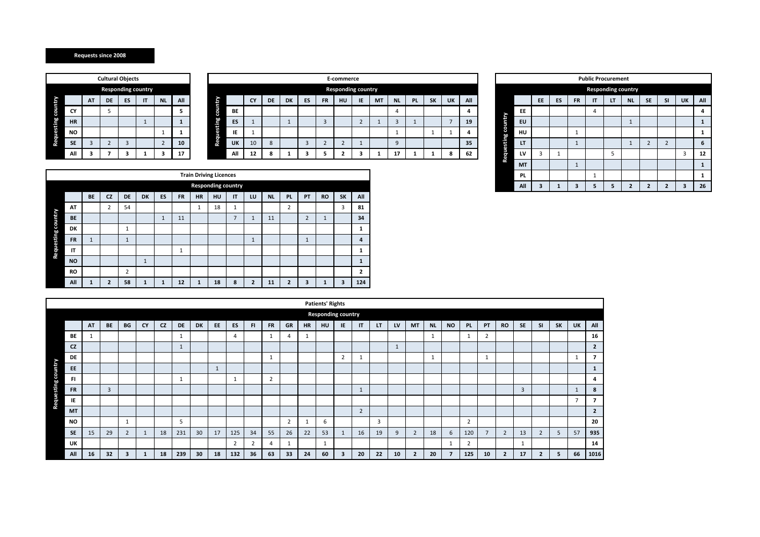**Requests since 2008**

**Cultural Objects**

| Requesting country | Responding country | | | | | |
|---|---|---|---|---|---|---|
| | AT | DE | ES | IT | NL | All |
| CY | | 5 | | | | **5** |
| HR | | | | 1 | | **1** |
| NO | | | | | 1 | **1** |
| SE | 3 | 2 | 3 | | 2 | **10** |
| **All** | **3** | **7** | **3** | **1** | **3** | **17** |

**E-commerce**

| Requesting country | Responding country | | | | | | | | | | | | |
|---|---|---|---|---|---|---|---|---|---|---|---|---|---|
| | CY | DE | DK | ES | FR | HU | IE | MT | NL | PL | SK | UK | All |
| BE | | | | | | | | | 4 | | | | **4** |
| ES | 1 | | 1 | | 3 | | 2 | 1 | 3 | 1 | | 7 | **19** |
| IE | 1 | | | | | | | | 1 | | 1 | 1 | **4** |
| UK | 10 | 8 | | 3 | 2 | 2 | 1 | | 9 | | | | **35** |
| **All** | **12** | **8** | **1** | **3** | **5** | **2** | **3** | **1** | **17** | **1** | **1** | **8** | **62** |

**Public Procurement**

| Requesting country | Responding country | | | | | | | | | |
|---|---|---|---|---|---|---|---|---|---|---|
| | EE | ES | FR | IT | LT | NL | SE | SI | UK | All |
| EE | | | | 4 | | | | | | **4** |
| EU | | | | | | 1 | | | | **1** |
| HU | | | 1 | | | | | | | **1** |
| LT | | | 1 | | | 1 | 2 | 2 | | **6** |
| LV | 3 | 1 | | | 5 | | | | 3 | **12** |
| MT | | | 1 | | | | | | | **1** |
| PL | | | | 1 | | | | | | **1** |
| **All** | **3** | **1** | **3** | **5** | **5** | **2** | **2** | **2** | **3** | **26** |

**Train Driving Licences**

| Requesting country | Responding country | | | | | | | | | | | | | | | |
|---|---|---|---|---|---|---|---|---|---|---|---|---|---|---|---|---|
| | BE | CZ | DE | DK | ES | FR | HR | HU | IT | LU | NL | PL | PT | RO | SK | All |
| AT | | 2 | 54 | | | | 1 | 18 | 1 | | | 2 | | | 3 | **81** |
| BE | | | | | 1 | 11 | | | 7 | 1 | 11 | | 2 | 1 | | **34** |
| DK | | | 1 | | | | | | | | | | | | | **1** |
| FR | 1 | | 1 | | | | | | | 1 | | | 1 | | | **4** |
| IT | | | | | | 1 | | | | | | | | | | **1** |
| NO | | | | 1 | | | | | | | | | | | | **1** |
| RO | | | 2 | | | | | | | | | | | | | **2** |
| **All** | **1** | **2** | **58** | **1** | **1** | **12** | **1** | **18** | **8** | **2** | **11** | **2** | **3** | **1** | **3** | **124** |

**Patients' Rights**

| Requesting country | Responding country | | | | | | | | | | | | | | | | | | | | | | | | | | | | |
|---|---|---|---|---|---|---|---|---|---|---|---|---|---|---|---|---|---|---|---|---|---|---|---|---|---|---|---|---|---|
| | AT | BE | BG | CY | CZ | DE | DK | EE | ES | FI | FR | GR | HR | HU | IE | IT | LT | LV | MT | NL | NO | PL | PT | RO | SE | SI | SK | UK | All |
| BE | 1 | | | | | 1 | | | 4 | | 1 | 4 | 1 | | | | | | | 1 | | 1 | 2 | | | | | | **16** |
| CZ | | | | | | 1 | | | | | | | | | | | | 1 | | | | | | | | | | | **2** |
| DE | | | | | | | | | | | 1 | | | | 2 | 1 | | | | 1 | | | 1 | | | | | 1 | **7** |
| EE | | | | | | | | 1 | | | | | | | | | | | | | | | | | | | | | **1** |
| FI | | | | | | 1 | | | 1 | | 2 | | | | | | | | | | | | | | | | | | **4** |
| FR | | 3 | | | | | | | | | | | | | | 1 | | | | | | | | | 3 | | | 1 | **8** |
| IE | | | | | | | | | | | | | | | | | | | | | | | | | | | | 7 | **7** |
| MT | | | | | | | | | | | | | | | | 2 | | | | | | | | | | | | | **2** |
| NO | | | 1 | | | 5 | | | | | | 2 | 1 | 6 | | | 3 | | | | | 2 | | | | | | | **20** |
| SE | 15 | 29 | 2 | 1 | 18 | 231 | 30 | 17 | 125 | 34 | 55 | 26 | 22 | 53 | 1 | 16 | 19 | 9 | 2 | 18 | 6 | 120 | 7 | 2 | 13 | 2 | 5 | 57 | **935** |
| UK | | | | | | | | | 2 | 2 | 4 | 1 | | 1 | | | | | | | 1 | 2 | | | 1 | | | | **14** |
| **All** | **16** | **32** | **3** | **1** | **18** | **239** | **30** | **18** | **132** | **36** | **63** | **33** | **24** | **60** | **3** | **20** | **22** | **10** | **2** | **20** | **7** | **125** | **10** | **2** | **17** | **2** | **5** | **66** | **1016** |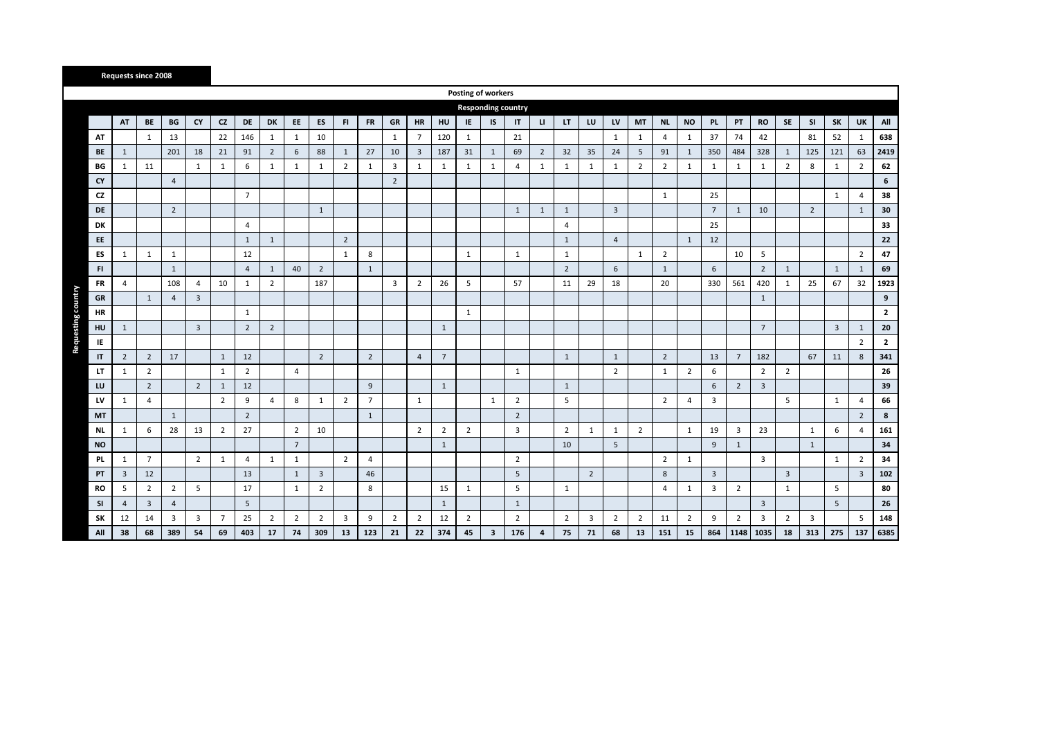**Requests since 2008**

**Posting of workers**

Responding country (columns) / Requesting country (rows)

| | AT | BE | BG | CY | CZ | DE | DK | EE | ES | FI | FR | GR | HR | HU | IE | IS | IT | LI | LT | LU | LV | MT | NL | NO | PL | PT | RO | SE | SI | SK | UK | All |
|---|---|---|---|---|---|---|---|---|---|---|---|---|---|---|---|---|---|---|---|---|---|---|---|---|---|---|---|---|---|---|---|---|
| **AT** | | 1 | 13 | | 22 | 146 | 1 | 1 | 10 | | | 1 | 7 | 120 | 1 | | 21 | | | | 1 | 1 | 4 | 1 | 37 | 74 | 42 | | 81 | 52 | 1 | **638** |
| **BE** | 1 | | 201 | 18 | 21 | 91 | 2 | 6 | 88 | 1 | 27 | 10 | 3 | 187 | 31 | 1 | 69 | 2 | 32 | 35 | 24 | 5 | 91 | 1 | 350 | 484 | 328 | 1 | 125 | 121 | 63 | **2419** |
| **BG** | 1 | 11 | | 1 | 1 | 6 | 1 | 1 | 1 | 2 | 1 | 3 | 1 | 1 | 1 | 1 | 4 | 1 | 1 | 1 | 1 | 2 | 2 | 1 | 1 | 1 | 1 | 2 | 8 | 1 | 2 | **62** |
| **CY** | | | 4 | | | | | | | | | 2 | | | | | | | | | | | | | | | | | | | | **6** |
| **CZ** | | | | | | 7 | | | | | | | | | | | | | | | | | 1 | | 25 | | | | | 1 | 4 | **38** |
| **DE** | | | 2 | | | | | | 1 | | | | | | | | 1 | 1 | 1 | | 3 | | | | 7 | 1 | 10 | | 2 | | 1 | **30** |
| **DK** | | | | | | 4 | | | | | | | | | | | | | 4 | | | | | | 25 | | | | | | | **33** |
| **EE** | | | | | | 1 | 1 | | | 2 | | | | | | | | | 1 | | 4 | | | 1 | 12 | | | | | | | **22** |
| **ES** | 1 | 1 | 1 | | | 12 | | | | 1 | 8 | | | | 1 | | 1 | | 1 | | | 1 | 2 | | | 10 | 5 | | | | 2 | **47** |
| **FI** | | | 1 | | | 4 | 1 | 40 | 2 | | 1 | | | | | | | | 2 | | 6 | | 1 | | 6 | | 2 | 1 | | 1 | 1 | **69** |
| **FR** | 4 | | 108 | 4 | 10 | 1 | 2 | | 187 | | | 3 | 2 | 26 | 5 | | 57 | | 11 | 29 | 18 | | 20 | | 330 | 561 | 420 | 1 | 25 | 67 | 32 | **1923** |
| **GR** | | 1 | 4 | 3 | | | | | | | | | | | | | | | | | | | | | | | 1 | | | | | **9** |
| **HR** | | | | | | 1 | | | | | | | | | 1 | | | | | | | | | | | | | | | | | **2** |
| **HU** | 1 | | | 3 | | 2 | 2 | | | | | | | 1 | | | | | | | | | | | | | 7 | | | 3 | 1 | **20** |
| **IE** | | | | | | | | | | | | | | | | | | | | | | | | | | | | | | | 2 | **2** |
| **IT** | 2 | 2 | 17 | | 1 | 12 | | | 2 | | 2 | | 4 | 7 | | | | | 1 | | 1 | | 2 | | 13 | 7 | 182 | | 67 | 11 | 8 | **341** |
| **LT** | 1 | 2 | | | 1 | 2 | | 4 | | | | | | | | | 1 | | | | 2 | | 1 | 2 | 6 | | 2 | 2 | | | | **26** |
| **LU** | | 2 | | 2 | 1 | 12 | | | | | 9 | | | 1 | | | | | 1 | | | | | | 6 | 2 | 3 | | | | | **39** |
| **LV** | 1 | 4 | | | 2 | 9 | 4 | 8 | 1 | 2 | 7 | | 1 | | | 1 | 2 | | 5 | | | | 2 | 4 | 3 | | | 5 | | 1 | 4 | **66** |
| **MT** | | | 1 | | | 2 | | | | | 1 | | | | | | 2 | | | | | | | | | | | | | | 2 | **8** |
| **NL** | 1 | 6 | 28 | 13 | 2 | 27 | | 2 | 10 | | | | 2 | 2 | 2 | | 3 | | 2 | 1 | 1 | 2 | | 1 | 19 | 3 | 23 | | 1 | 6 | 4 | **161** |
| **NO** | | | | | | | | 7 | | | | | | 1 | | | | | 10 | | 5 | | | | 9 | 1 | | | 1 | | | **34** |
| **PL** | 1 | 7 | | 2 | 1 | 4 | 1 | 1 | | 2 | 4 | | | | | | 2 | | | | | | 2 | 1 | | | 3 | | | 1 | 2 | **34** |
| **PT** | 3 | 12 | | | | 13 | | 1 | 3 | | 46 | | | | | | 5 | | | 2 | | | 8 | | 3 | | | 3 | | | 3 | **102** |
| **RO** | 5 | 2 | 2 | 5 | | 17 | | 1 | 2 | | 8 | | | 15 | 1 | | 5 | | 1 | | | | 4 | 1 | 3 | 2 | | 1 | | 5 | | **80** |
| **SI** | 4 | 3 | 4 | | | 5 | | | | | | | | 1 | | | 1 | | | | | | | | | | 3 | | | 5 | | **26** |
| **SK** | 12 | 14 | 3 | 3 | 7 | 25 | 2 | 2 | 2 | 3 | 9 | 2 | 2 | 12 | 2 | | 2 | | 2 | 3 | 2 | 2 | 11 | 2 | 9 | 2 | 3 | 2 | 3 | | 5 | **148** |
| **All** | **38** | **68** | **389** | **54** | **69** | **403** | **17** | **74** | **309** | **13** | **123** | **21** | **22** | **374** | **45** | **3** | **176** | **4** | **75** | **71** | **68** | **13** | **151** | **15** | **864** | **1148** | **1035** | **18** | **313** | **275** | **137** | **6385** |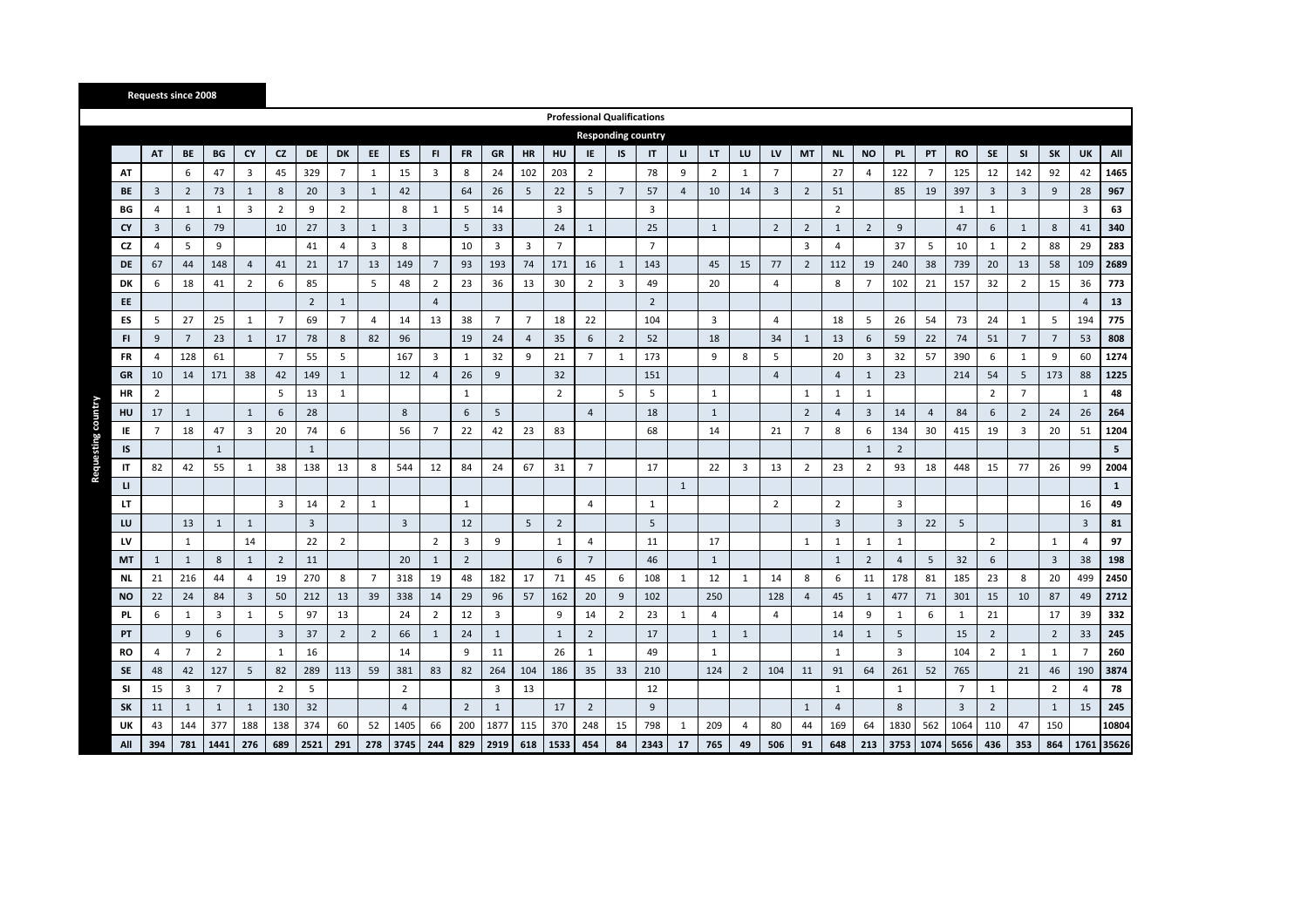**Requests since 2008**

## Professional Qualifications

**Responding country** (columns) / **Requesting country** (rows)

| | AT | BE | BG | CY | CZ | DE | DK | EE | ES | FI | FR | GR | HR | HU | IE | IS | IT | LI | LT | LU | LV | MT | NL | NO | PL | PT | RO | SE | SI | SK | UK | All |
|---|---|---|---|---|---|---|---|---|---|---|---|---|---|---|---|---|---|---|---|---|---|---|---|---|---|---|---|---|---|---|---|---|
| **AT** | | 6 | 47 | 3 | 45 | 329 | 7 | 1 | 15 | 3 | 8 | 24 | 102 | 203 | 2 | | 78 | 9 | 2 | 1 | 7 | | 27 | 4 | 122 | 7 | 125 | 12 | 142 | 92 | 42 | **1465** |
| **BE** | 3 | 2 | 73 | 1 | 8 | 20 | 3 | 1 | 42 | | 64 | 26 | 5 | 22 | 5 | 7 | 57 | 4 | 10 | 14 | 3 | 2 | 51 | | 85 | 19 | 397 | 3 | 3 | 9 | 28 | **967** |
| **BG** | 4 | 1 | 1 | 3 | 2 | 9 | 2 | | 8 | 1 | 5 | 14 | | 3 | | | 3 | | | | | | 2 | | | | 1 | 1 | | | 3 | **63** |
| **CY** | 3 | 6 | 79 | | 10 | 27 | 3 | 1 | 3 | | 5 | 33 | | 24 | 1 | | 25 | | 1 | | 2 | 2 | 1 | 2 | 9 | | 47 | 6 | 1 | 8 | 41 | **340** |
| **CZ** | 4 | 5 | 9 | | | 41 | 4 | 3 | 8 | | 10 | 3 | 3 | 7 | | | 7 | | | | | 3 | 4 | | 37 | 5 | 10 | 1 | 2 | 88 | 29 | **283** |
| **DE** | 67 | 44 | 148 | 4 | 41 | 21 | 17 | 13 | 149 | 7 | 93 | 193 | 74 | 171 | 16 | 1 | 143 | | 45 | 15 | 77 | 2 | 112 | 19 | 240 | 38 | 739 | 20 | 13 | 58 | 109 | **2689** |
| **DK** | 6 | 18 | 41 | 2 | 6 | 85 | | 5 | 48 | 2 | 23 | 36 | 13 | 30 | 2 | 3 | 49 | | 20 | | 4 | | 8 | 7 | 102 | 21 | 157 | 32 | 2 | 15 | 36 | **773** |
| **EE** | | | | | | 2 | 1 | | | 4 | | | | | | | 2 | | | | | | | | | | | | | | 4 | **13** |
| **ES** | 5 | 27 | 25 | 1 | 7 | 69 | 7 | 4 | 14 | 13 | 38 | 7 | 7 | 18 | 22 | | 104 | | 3 | | 4 | | 18 | 5 | 26 | 54 | 73 | 24 | 1 | 5 | 194 | **775** |
| **FI** | 9 | 7 | 23 | 1 | 17 | 78 | 8 | 82 | 96 | | 19 | 24 | 4 | 35 | 6 | 2 | 52 | | 18 | | 34 | 1 | 13 | 6 | 59 | 22 | 74 | 51 | 7 | 7 | 53 | **808** |
| **FR** | 4 | 128 | 61 | | 7 | 55 | 5 | | 167 | 3 | 1 | 32 | 9 | 21 | 7 | 1 | 173 | | 9 | 8 | 5 | | 20 | 3 | 32 | 57 | 390 | 6 | 1 | 9 | 60 | **1274** |
| **GR** | 10 | 14 | 171 | 38 | 42 | 149 | 1 | | 12 | 4 | 26 | 9 | | 32 | | | 151 | | | | 4 | | 4 | 1 | 23 | | 214 | 54 | 5 | 173 | 88 | **1225** |
| **HR** | 2 | | | | 5 | 13 | 1 | | | | 1 | | | 2 | | 5 | 5 | | 1 | | | 1 | 1 | 1 | | | | 2 | 7 | | 1 | **48** |
| **HU** | 17 | 1 | | 1 | 6 | 28 | | | 8 | | 6 | 5 | | | 4 | | 18 | | 1 | | | 2 | 4 | 3 | 14 | 4 | 84 | 6 | 2 | 24 | 26 | **264** |
| **IE** | 7 | 18 | 47 | 3 | 20 | 74 | 6 | | 56 | 7 | 22 | 42 | 23 | 83 | | | 68 | | 14 | | 21 | 7 | 8 | 6 | 134 | 30 | 415 | 19 | 3 | 20 | 51 | **1204** |
| **IS** | | | 1 | | | 1 | | | | | | | | | | | | | | | | | | 1 | 2 | | | | | | | **5** |
| **IT** | 82 | 42 | 55 | 1 | 38 | 138 | 13 | 8 | 544 | 12 | 84 | 24 | 67 | 31 | 7 | | 17 | | 22 | 3 | 13 | 2 | 23 | 2 | 93 | 18 | 448 | 15 | 77 | 26 | 99 | **2004** |
| **LI** | | | | | | | | | | | | | | | | | | 1 | | | | | | | | | | | | | | **1** |
| **LT** | | | | | 3 | 14 | 2 | 1 | | | 1 | | | | 4 | | 1 | | | | 2 | | 2 | | 3 | | | | | | 16 | **49** |
| **LU** | | 13 | 1 | 1 | | 3 | | | 3 | | 12 | | 5 | 2 | | | 5 | | | | | | 3 | | 3 | 22 | 5 | | | | 3 | **81** |
| **LV** | | 1 | | 14 | | 22 | 2 | | | 2 | 3 | 9 | | 1 | 4 | | 11 | | 17 | | | 1 | 1 | 1 | 1 | | | 2 | | 1 | 4 | **97** |
| **MT** | 1 | 1 | 8 | 1 | 2 | 11 | | | 20 | 1 | 2 | | | 6 | 7 | | 46 | | 1 | | | | 1 | 2 | 4 | 5 | 32 | 6 | | 3 | 38 | **198** |
| **NL** | 21 | 216 | 44 | 4 | 19 | 270 | 8 | 7 | 318 | 19 | 48 | 182 | 17 | 71 | 45 | 6 | 108 | 1 | 12 | 1 | 14 | 8 | 6 | 11 | 178 | 81 | 185 | 23 | 8 | 20 | 499 | **2450** |
| **NO** | 22 | 24 | 84 | 3 | 50 | 212 | 13 | 39 | 338 | 14 | 29 | 96 | 57 | 162 | 20 | 9 | 102 | | 250 | | 128 | 4 | 45 | 1 | 477 | 71 | 301 | 15 | 10 | 87 | 49 | **2712** |
| **PL** | 6 | 1 | 3 | 1 | 5 | 97 | 13 | | 24 | 2 | 12 | 3 | | 9 | 14 | 2 | 23 | 1 | 4 | | 4 | | 14 | 9 | 1 | 6 | 1 | 21 | | 17 | 39 | **332** |
| **PT** | | 9 | 6 | | 3 | 37 | 2 | 2 | 66 | 1 | 24 | 1 | | 1 | 2 | | 17 | | 1 | 1 | | | 14 | 1 | 5 | | 15 | 2 | | 2 | 33 | **245** |
| **RO** | 4 | 7 | 2 | | 1 | 16 | | | 14 | | 9 | 11 | | 26 | 1 | | 49 | | 1 | | | | 1 | | 3 | | 104 | 2 | 1 | 1 | 7 | **260** |
| **SE** | 48 | 42 | 127 | 5 | 82 | 289 | 113 | 59 | 381 | 83 | 82 | 264 | 104 | 186 | 35 | 33 | 210 | | 124 | 2 | 104 | 11 | 91 | 64 | 261 | 52 | 765 | | 21 | 46 | 190 | **3874** |
| **SI** | 15 | 3 | 7 | | 2 | 5 | | | 2 | | | 3 | 13 | | | | 12 | | | | | | 1 | | 1 | | 7 | 1 | | 2 | 4 | **78** |
| **SK** | 11 | 1 | 1 | 1 | 130 | 32 | | | 4 | | 2 | 1 | | 17 | 2 | | 9 | | | | | 1 | 4 | | 8 | | 3 | 2 | | 1 | 15 | **245** |
| **UK** | 43 | 144 | 377 | 188 | 138 | 374 | 60 | 52 | 1405 | 66 | 200 | 1877 | 115 | 370 | 248 | 15 | 798 | 1 | 209 | 4 | 80 | 44 | 169 | 64 | 1830 | 562 | 1064 | 110 | 47 | 150 | | **10804** |
| **All** | **394** | **781** | **1441** | **276** | **689** | **2521** | **291** | **278** | **3745** | **244** | **829** | **2919** | **618** | **1533** | **454** | **84** | **2343** | **17** | **765** | **49** | **506** | **91** | **648** | **213** | **3753** | **1074** | **5656** | **436** | **353** | **864** | **1761** | **35626** |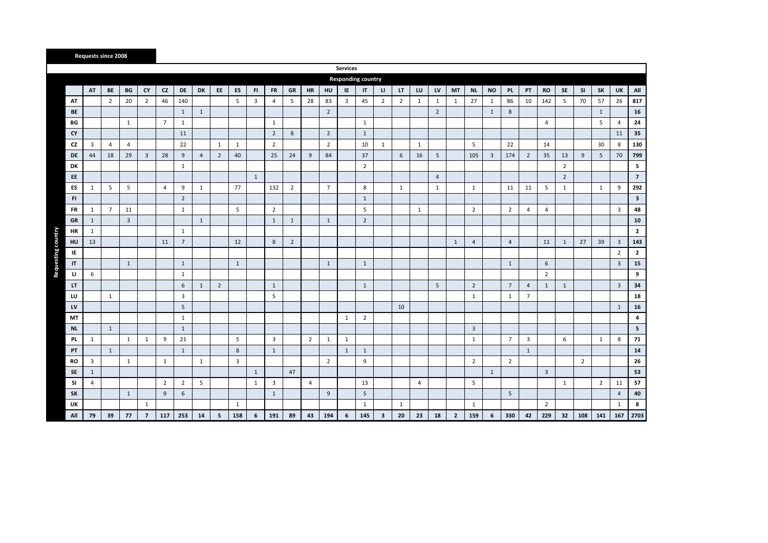**Requests since 2008**

## Services

### Responding country

| Requesting country | AT | BE | BG | CY | CZ | DE | DK | EE | ES | FI | FR | GR | HR | HU | IE | IT | LI | LT | LU | LV | MT | NL | NO | PL | PT | RO | SE | SI | SK | UK | All |
|---|---|---|---|---|---|---|---|---|---|---|---|---|---|---|---|---|---|---|---|---|---|---|---|---|---|---|---|---|---|---|---|
| **AT** | | 2 | 20 | 2 | 46 | 140 | | | 5 | 3 | 4 | 5 | 28 | 83 | 3 | 45 | 2 | 2 | 1 | 1 | 1 | 27 | 1 | 86 | 10 | 142 | 5 | 70 | 57 | 26 | **817** |
| **BE** | | | | | | 1 | 1 | | | | | | | 2 | | | | | | 2 | | | 1 | 8 | | | | | 1 | | **16** |
| **BG** | | | 1 | | 7 | 1 | | | | | 1 | | | | | 1 | | | | | | | | | | 4 | | | 5 | 4 | **24** |
| **CY** | | | | | | 11 | | | | | 2 | 8 | | 2 | | 1 | | | | | | | | | | | | | | 11 | **35** |
| **CZ** | 3 | 4 | 4 | | | 22 | | 1 | 1 | | 2 | | | 2 | | 10 | 1 | | 1 | | | 5 | | 22 | | 14 | | | 30 | 8 | **130** |
| **DE** | 44 | 18 | 29 | 3 | 28 | 9 | 4 | 2 | 40 | | 25 | 24 | 9 | 84 | | 37 | | 6 | 16 | 5 | | 105 | 3 | 174 | 2 | 35 | 13 | 9 | 5 | 70 | **799** |
| **DK** | | | | | | 1 | | | | | | | | | | 2 | | | | | | | | | | | 2 | | | | **5** |
| **EE** | | | | | | | | | | 1 | | | | | | | | | | 4 | | | | | | | 2 | | | | **7** |
| **ES** | 1 | 5 | 5 | | 4 | 9 | 1 | | 77 | | 132 | 2 | | 7 | | 8 | | 1 | | 1 | | 1 | | 11 | 11 | 5 | 1 | | 1 | 9 | **292** |
| **FI** | | | | | | 2 | | | | | | | | | | 1 | | | | | | | | | | | | | | | **3** |
| **FR** | 1 | 7 | 11 | | | 1 | | | 5 | | 2 | | | | | 5 | | | 1 | | | 2 | | 2 | 4 | 4 | | | | 3 | **48** |
| **GR** | 1 | | 3 | | | | 1 | | | | 1 | 1 | | 1 | | 2 | | | | | | | | | | | | | | | **10** |
| **HR** | 1 | | | | | 1 | | | | | | | | | | | | | | | | | | | | | | | | | **2** |
| **HU** | 13 | | | | 11 | 7 | | | 12 | | 8 | 2 | | | | | | | | | 1 | 4 | | 4 | | 11 | 1 | 27 | 39 | 3 | **143** |
| **IE** | | | | | | | | | | | | | | | | | | | | | | | | | | | | | | 2 | **2** |
| **IT** | | | 1 | | | 1 | | | 1 | | | | | 1 | | 1 | | | | | | | | 1 | | 6 | | | | 3 | **15** |
| **LI** | 6 | | | | | 1 | | | | | | | | | | | | | | | | | | | | 2 | | | | | **9** |
| **LT** | | | | | | 6 | 1 | 2 | | | 1 | | | | | 1 | | | | 5 | | 2 | | 7 | 4 | 1 | 1 | | | 3 | **34** |
| **LU** | | 1 | | | | 3 | | | | | 5 | | | | | | | | | | | 1 | | 1 | 7 | | | | | | **18** |
| **LV** | | | | | | 5 | | | | | | | | | | | | 10 | | | | | | | | | | | | 1 | **16** |
| **MT** | | | | | | 1 | | | | | | | | | 1 | 2 | | | | | | | | | | | | | | | **4** |
| **NL** | | 1 | | | | 1 | | | | | | | | | | | | | | | | 3 | | | | | | | | | **5** |
| **PL** | 1 | | 1 | 1 | 9 | 21 | | | 5 | | 3 | | 2 | 1 | 1 | | | | | | | 1 | | 7 | 3 | | 6 | | 1 | 8 | **71** |
| **PT** | | 1 | | | | 1 | | | 8 | | 1 | | | | 1 | 1 | | | | | | | | | 1 | | | | | | **14** |
| **RO** | 3 | | 1 | | 1 | | 1 | | 3 | | | | | 2 | | 9 | | | | | | 2 | | 2 | | | | 2 | | | **26** |
| **SE** | 1 | | | | | | | | | 1 | | 47 | | | | | | | | | | | 1 | | | 3 | | | | | **53** |
| **SI** | 4 | | | | 2 | 2 | 5 | | | 1 | 3 | | 4 | | | 13 | | | 4 | | | 5 | | | | | 1 | | 2 | 11 | **57** |
| **SK** | | | 1 | | 9 | 6 | | | | | 1 | | | 9 | | 5 | | | | | | | | 5 | | | | | | 4 | **40** |
| **UK** | | | | 1 | | | | | 1 | | | | | | | 1 | | 1 | | | | 1 | | | | 2 | | | | 1 | **8** |
| **All** | **79** | **39** | **77** | **7** | **117** | **253** | **14** | **5** | **158** | **6** | **191** | **89** | **43** | **194** | **6** | **145** | **3** | **20** | **23** | **18** | **2** | **159** | **6** | **330** | **42** | **229** | **32** | **108** | **141** | **167** | **2703** |